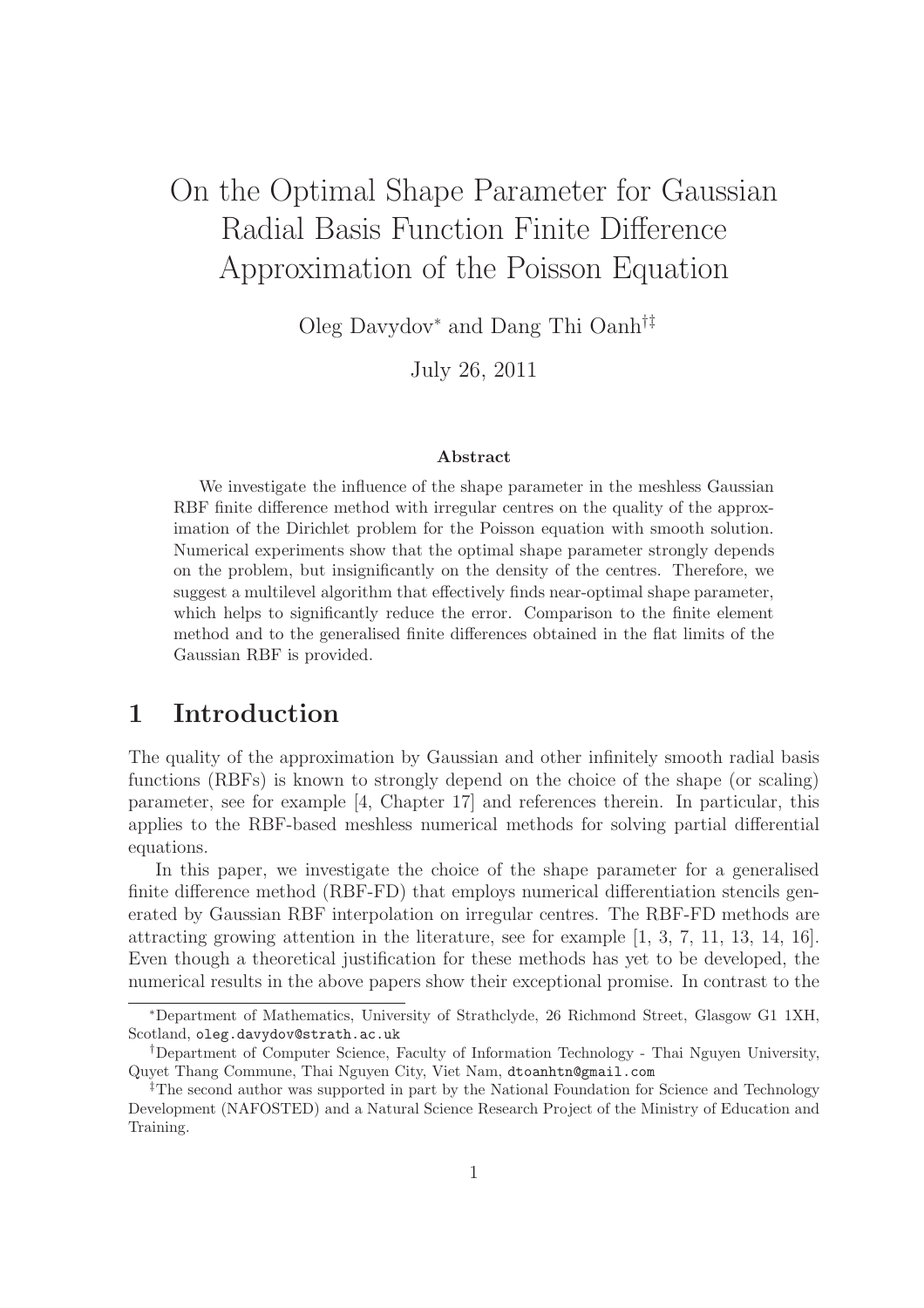# On the Optimal Shape Parameter for Gaussian Radial Basis Function Finite Difference Approximation of the Poisson Equation

Oleg Davydov* and Dang Thi Oanh[†‡]

July 26, 2011

### Abstract

We investigate the influence of the shape parameter in the meshless Gaussian RBF finite difference method with irregular centres on the quality of the approximation of the Dirichlet problem for the Poisson equation with smooth solution. Numerical experiments show that the optimal shape parameter strongly depends on the problem, but insignificantly on the density of the centres. Therefore, we suggest a multilevel algorithm that effectively finds near-optimal shape parameter, which helps to significantly reduce the error. Comparison to the finite element method and to the generalised finite differences obtained in the flat limits of the Gaussian RBF is provided.

## 1 Introduction

The quality of the approximation by Gaussian and other infinitely smooth radial basis functions (RBFs) is known to strongly depend on the choice of the shape (or scaling) parameter, see for example [4, Chapter 17] and references therein. In particular, this applies to the RBF-based meshless numerical methods for solving partial differential equations.

In this paper, we investigate the choice of the shape parameter for a generalised finite difference method (RBF-FD) that employs numerical differentiation stencils generated by Gaussian RBF interpolation on irregular centres. The RBF-FD methods are attracting growing attention in the literature, see for example [1, 3, 7, 11, 13, 14, 16]. Even though a theoretical justification for these methods has yet to be developed, the numerical results in the above papers show their exceptional promise. In contrast to the

---

*Department of Mathematics, University of Strathclyde, 26 Richmond Street, Glasgow G1 1XH, Scotland, oleg.davydov@strath.ac.uk

†Department of Computer Science, Faculty of Information Technology - Thai Nguyen University, Quyet Thang Commune, Thai Nguyen City, Viet Nam, dtoanhtn@gmail.com

‡The second author was supported in part by the National Foundation for Science and Technology Development (NAFOSTED) and a Natural Science Research Project of the Ministry of Education and Training.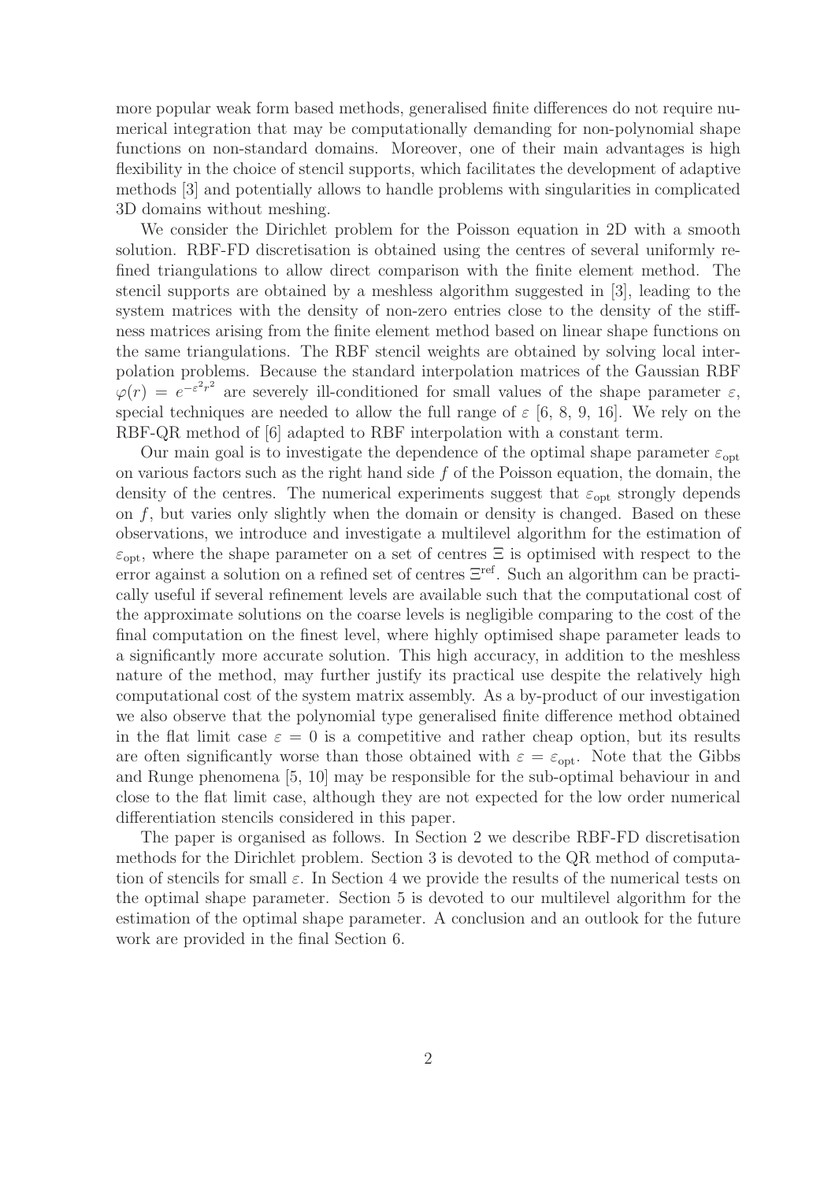more popular weak form based methods, generalised finite differences do not require numerical integration that may be computationally demanding for non-polynomial shape functions on non-standard domains. Moreover, one of their main advantages is high flexibility in the choice of stencil supports, which facilitates the development of adaptive methods [3] and potentially allows to handle problems with singularities in complicated 3D domains without meshing.

We consider the Dirichlet problem for the Poisson equation in 2D with a smooth solution. RBF-FD discretisation is obtained using the centres of several uniformly refined triangulations to allow direct comparison with the finite element method. The stencil supports are obtained by a meshless algorithm suggested in [3], leading to the system matrices with the density of non-zero entries close to the density of the stiffness matrices arising from the finite element method based on linear shape functions on the same triangulations. The RBF stencil weights are obtained by solving local interpolation problems. Because the standard interpolation matrices of the Gaussian RBF $\varphi(r) = e^{-\varepsilon^2 r^2}$ are severely ill-conditioned for small values of the shape parameter $\varepsilon$, special techniques are needed to allow the full range of $\varepsilon$ [6, 8, 9, 16]. We rely on the RBF-QR method of [6] adapted to RBF interpolation with a constant term.

Our main goal is to investigate the dependence of the optimal shape parameter $\varepsilon_{\text{opt}}$ on various factors such as the right hand side $f$ of the Poisson equation, the domain, the density of the centres. The numerical experiments suggest that $\varepsilon_{\text{opt}}$ strongly depends on $f$, but varies only slightly when the domain or density is changed. Based on these observations, we introduce and investigate a multilevel algorithm for the estimation of $\varepsilon_{\text{opt}}$, where the shape parameter on a set of centres $\Xi$ is optimised with respect to the error against a solution on a refined set of centres $\Xi^{\text{ref}}$. Such an algorithm can be practically useful if several refinement levels are available such that the computational cost of the approximate solutions on the coarse levels is negligible comparing to the cost of the final computation on the finest level, where highly optimised shape parameter leads to a significantly more accurate solution. This high accuracy, in addition to the meshless nature of the method, may further justify its practical use despite the relatively high computational cost of the system matrix assembly. As a by-product of our investigation we also observe that the polynomial type generalised finite difference method obtained in the flat limit case $\varepsilon = 0$ is a competitive and rather cheap option, but its results are often significantly worse than those obtained with $\varepsilon = \varepsilon_{\text{opt}}$. Note that the Gibbs and Runge phenomena [5, 10] may be responsible for the sub-optimal behaviour in and close to the flat limit case, although they are not expected for the low order numerical differentiation stencils considered in this paper.

The paper is organised as follows. In Section 2 we describe RBF-FD discretisation methods for the Dirichlet problem. Section 3 is devoted to the QR method of computation of stencils for small $\varepsilon$. In Section 4 we provide the results of the numerical tests on the optimal shape parameter. Section 5 is devoted to our multilevel algorithm for the estimation of the optimal shape parameter. A conclusion and an outlook for the future work are provided in the final Section 6.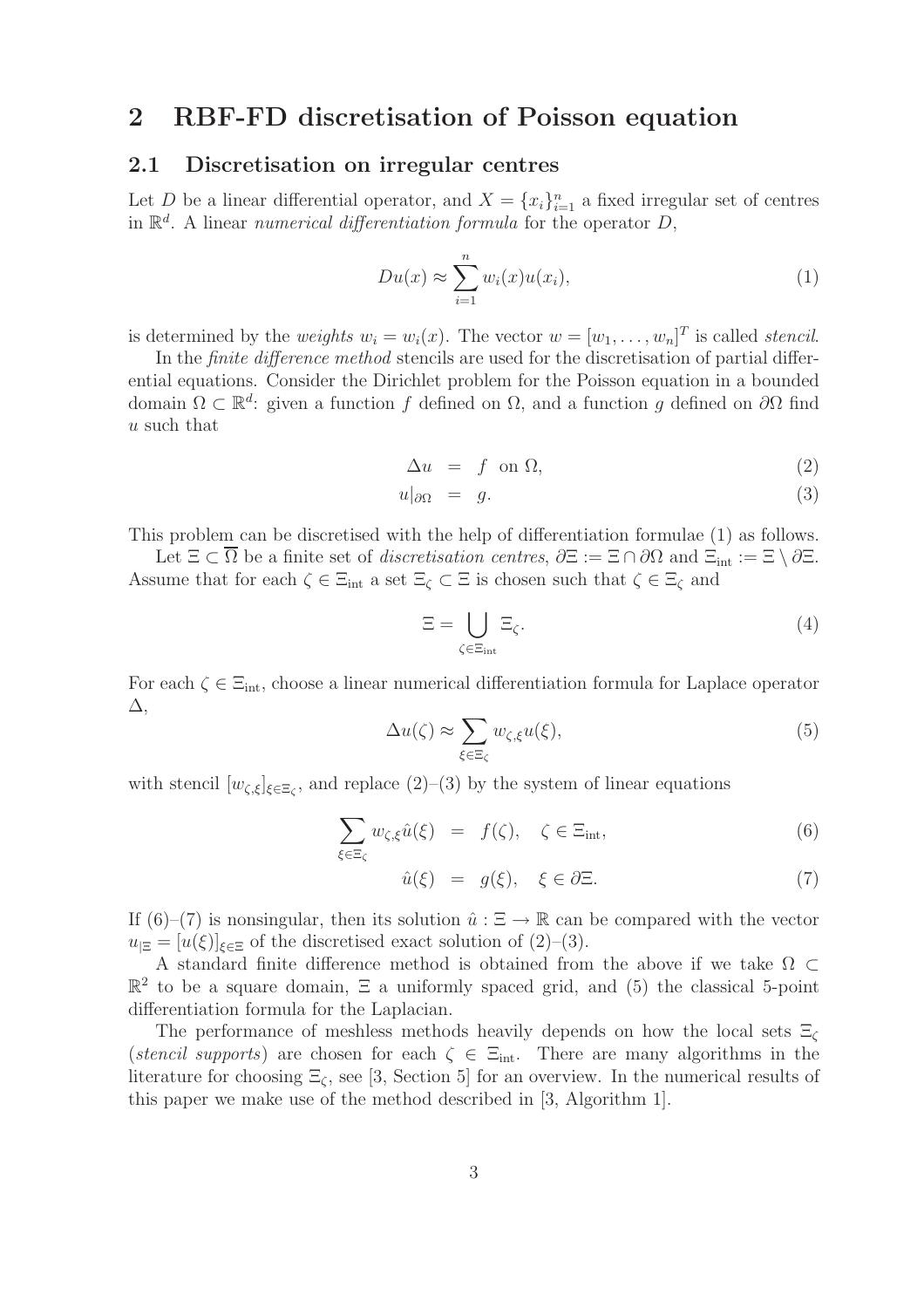# 2 RBF-FD discretisation of Poisson equation

## 2.1 Discretisation on irregular centres

Let $D$ be a linear differential operator, and $X = \{x_i\}_{i=1}^n$ a fixed irregular set of centres in $\mathbb{R}^d$. A linear *numerical differentiation formula* for the operator $D$,

$$Du(x) \approx \sum_{i=1}^{n} w_i(x)u(x_i), \tag{1}$$

is determined by the *weights* $w_i = w_i(x)$. The vector $w = [w_1, \ldots, w_n]^T$ is called *stencil*.

In the *finite difference method* stencils are used for the discretisation of partial differential equations. Consider the Dirichlet problem for the Poisson equation in a bounded domain $\Omega \subset \mathbb{R}^d$: given a function $f$ defined on $\Omega$, and a function $g$ defined on $\partial\Omega$ find $u$ such that

$$\Delta u = f \quad \text{on } \Omega, \tag{2}$$

$$u|_{\partial\Omega} = g. \tag{3}$$

This problem can be discretised with the help of differentiation formulae (1) as follows.

Let $\Xi \subset \overline{\Omega}$ be a finite set of *discretisation centres*, $\partial\Xi := \Xi \cap \partial\Omega$ and $\Xi_{\text{int}} := \Xi \setminus \partial\Xi$. Assume that for each $\zeta \in \Xi_{\text{int}}$ a set $\Xi_\zeta \subset \Xi$ is chosen such that $\zeta \in \Xi_\zeta$ and

$$\Xi = \bigcup_{\zeta \in \Xi_{\text{int}}} \Xi_\zeta. \tag{4}$$

For each $\zeta \in \Xi_{\text{int}}$, choose a linear numerical differentiation formula for Laplace operator $\Delta$,

$$\Delta u(\zeta) \approx \sum_{\xi \in \Xi_\zeta} w_{\zeta,\xi} u(\xi), \tag{5}$$

with stencil $[w_{\zeta,\xi}]_{\xi \in \Xi_\zeta}$, and replace (2)–(3) by the system of linear equations

$$\sum_{\xi \in \Xi_\zeta} w_{\zeta,\xi} \hat{u}(\xi) = f(\zeta), \quad \zeta \in \Xi_{\text{int}}, \tag{6}$$

$$\hat{u}(\xi) = g(\xi), \quad \xi \in \partial\Xi. \tag{7}$$

If (6)–(7) is nonsingular, then its solution $\hat{u} : \Xi \to \mathbb{R}$ can be compared with the vector $u_{|\Xi} = [u(\xi)]_{\xi \in \Xi}$ of the discretised exact solution of (2)–(3).

A standard finite difference method is obtained from the above if we take $\Omega \subset \mathbb{R}^2$ to be a square domain, $\Xi$ a uniformly spaced grid, and (5) the classical 5-point differentiation formula for the Laplacian.

The performance of meshless methods heavily depends on how the local sets $\Xi_\zeta$ (*stencil supports*) are chosen for each $\zeta \in \Xi_{\text{int}}$. There are many algorithms in the literature for choosing $\Xi_\zeta$, see [3, Section 5] for an overview. In the numerical results of this paper we make use of the method described in [3, Algorithm 1].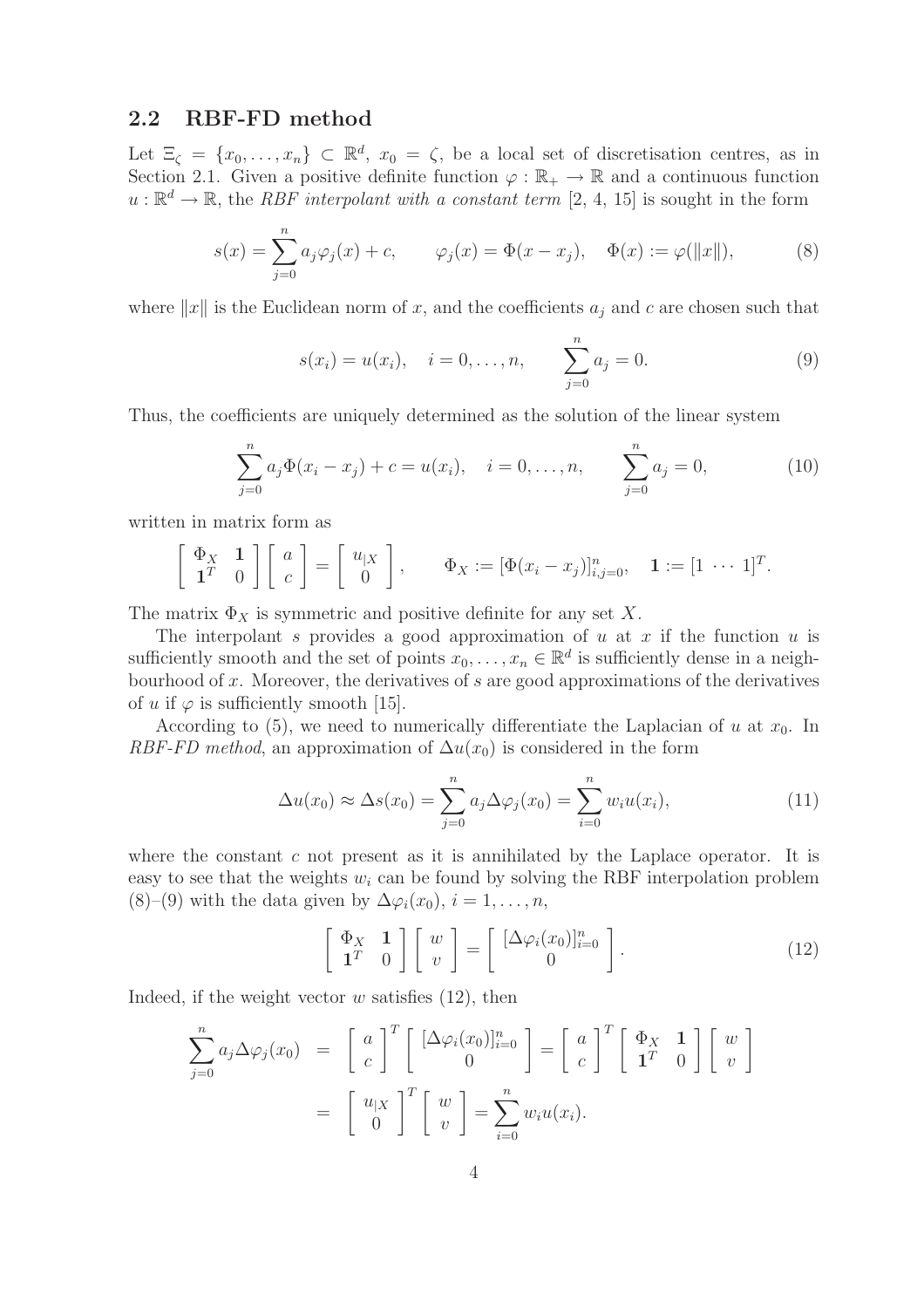## 2.2 RBF-FD method

Let $\Xi_\zeta = \{x_0, \dots, x_n\} \subset \mathbb{R}^d$, $x_0 = \zeta$, be a local set of discretisation centres, as in Section 2.1. Given a positive definite function $\varphi : \mathbb{R}_+ \to \mathbb{R}$ and a continuous function $u : \mathbb{R}^d \to \mathbb{R}$, the *RBF interpolant with a constant term* [2, 4, 15] is sought in the form

$$s(x) = \sum_{j=0}^{n} a_j \varphi_j(x) + c, \qquad \varphi_j(x) = \Phi(x - x_j), \quad \Phi(x) := \varphi(\|x\|), \tag{8}$$

where $\|x\|$ is the Euclidean norm of $x$, and the coefficients $a_j$ and $c$ are chosen such that

$$s(x_i) = u(x_i), \quad i = 0, \dots, n, \qquad \sum_{j=0}^{n} a_j = 0. \tag{9}$$

Thus, the coefficients are uniquely determined as the solution of the linear system

$$\sum_{j=0}^{n} a_j \Phi(x_i - x_j) + c = u(x_i), \quad i = 0, \dots, n, \qquad \sum_{j=0}^{n} a_j = 0, \tag{10}$$

written in matrix form as

$$\begin{bmatrix} \Phi_X & \mathbf{1} \\ \mathbf{1}^T & 0 \end{bmatrix} \begin{bmatrix} a \\ c \end{bmatrix} = \begin{bmatrix} u_{|X} \\ 0 \end{bmatrix}, \qquad \Phi_X := [\Phi(x_i - x_j)]_{i,j=0}^{n}, \quad \mathbf{1} := [1 \ \cdots \ 1]^T.$$

The matrix $\Phi_X$ is symmetric and positive definite for any set $X$.

The interpolant $s$ provides a good approximation of $u$ at $x$ if the function $u$ is sufficiently smooth and the set of points $x_0, \dots, x_n \in \mathbb{R}^d$ is sufficiently dense in a neighbourhood of $x$. Moreover, the derivatives of $s$ are good approximations of the derivatives of $u$ if $\varphi$ is sufficiently smooth [15].

According to (5), we need to numerically differentiate the Laplacian of $u$ at $x_0$. In *RBF-FD method*, an approximation of $\Delta u(x_0)$ is considered in the form

$$\Delta u(x_0) \approx \Delta s(x_0) = \sum_{j=0}^{n} a_j \Delta\varphi_j(x_0) = \sum_{i=0}^{n} w_i u(x_i), \tag{11}$$

where the constant $c$ not present as it is annihilated by the Laplace operator. It is easy to see that the weights $w_i$ can be found by solving the RBF interpolation problem (8)–(9) with the data given by $\Delta\varphi_i(x_0)$, $i = 1, \dots, n$,

$$\begin{bmatrix} \Phi_X & \mathbf{1} \\ \mathbf{1}^T & 0 \end{bmatrix} \begin{bmatrix} w \\ v \end{bmatrix} = \begin{bmatrix} [\Delta\varphi_i(x_0)]_{i=0}^{n} \\ 0 \end{bmatrix}. \tag{12}$$

Indeed, if the weight vector $w$ satisfies (12), then

$$\begin{aligned} \sum_{j=0}^{n} a_j \Delta\varphi_j(x_0) &= \begin{bmatrix} a \\ c \end{bmatrix}^T \begin{bmatrix} [\Delta\varphi_i(x_0)]_{i=0}^{n} \\ 0 \end{bmatrix} = \begin{bmatrix} a \\ c \end{bmatrix}^T \begin{bmatrix} \Phi_X & \mathbf{1} \\ \mathbf{1}^T & 0 \end{bmatrix} \begin{bmatrix} w \\ v \end{bmatrix} \\ &= \begin{bmatrix} u_{|X} \\ 0 \end{bmatrix}^T \begin{bmatrix} w \\ v \end{bmatrix} = \sum_{i=0}^{n} w_i u(x_i). \end{aligned}$$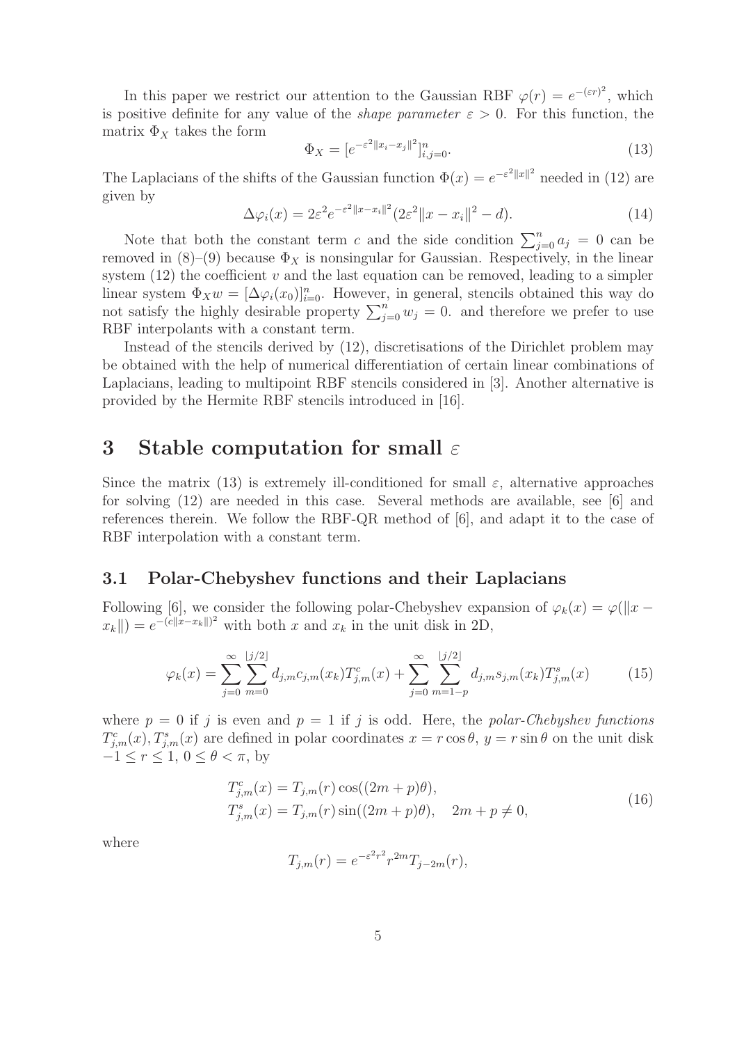In this paper we restrict our attention to the Gaussian RBF $\varphi(r) = e^{-(\varepsilon r)^2}$, which is positive definite for any value of the *shape parameter* $\varepsilon > 0$. For this function, the matrix $\Phi_X$ takes the form

$$\Phi_X = [e^{-\varepsilon^2 \|x_i - x_j\|^2}]_{i,j=0}^n. \tag{13}$$

The Laplacians of the shifts of the Gaussian function $\Phi(x) = e^{-\varepsilon^2\|x\|^2}$ needed in (12) are given by

$$\Delta\varphi_i(x) = 2\varepsilon^2 e^{-\varepsilon^2\|x-x_i\|^2}(2\varepsilon^2\|x - x_i\|^2 - d). \tag{14}$$

Note that both the constant term $c$ and the side condition $\sum_{j=0}^n a_j = 0$ can be removed in (8)–(9) because $\Phi_X$ is nonsingular for Gaussian. Respectively, in the linear system (12) the coefficient $v$ and the last equation can be removed, leading to a simpler linear system $\Phi_X w = [\Delta\varphi_i(x_0)]_{i=0}^n$. However, in general, stencils obtained this way do not satisfy the highly desirable property $\sum_{j=0}^n w_j = 0$. and therefore we prefer to use RBF interpolants with a constant term.

Instead of the stencils derived by (12), discretisations of the Dirichlet problem may be obtained with the help of numerical differentiation of certain linear combinations of Laplacians, leading to multipoint RBF stencils considered in [3]. Another alternative is provided by the Hermite RBF stencils introduced in [16].

# 3 Stable computation for small $\varepsilon$

Since the matrix (13) is extremely ill-conditioned for small $\varepsilon$, alternative approaches for solving (12) are needed in this case. Several methods are available, see [6] and references therein. We follow the RBF-QR method of [6], and adapt it to the case of RBF interpolation with a constant term.

## 3.1 Polar-Chebyshev functions and their Laplacians

Following [6], we consider the following polar-Chebyshev expansion of $\varphi_k(x) = \varphi(\|x - x_k\|) = e^{-(c\|x-x_k\|)^2}$ with both $x$ and $x_k$ in the unit disk in 2D,

$$\varphi_k(x) = \sum_{j=0}^{\infty}\sum_{m=0}^{\lfloor j/2 \rfloor} d_{j,m} c_{j,m}(x_k) T^c_{j,m}(x) + \sum_{j=0}^{\infty}\sum_{m=1-p}^{\lfloor j/2 \rfloor} d_{j,m} s_{j,m}(x_k) T^s_{j,m}(x) \tag{15}$$

where $p = 0$ if $j$ is even and $p = 1$ if $j$ is odd. Here, the *polar-Chebyshev functions* $T^c_{j,m}(x), T^s_{j,m}(x)$ are defined in polar coordinates $x = r\cos\theta$, $y = r\sin\theta$ on the unit disk $-1 \le r \le 1$, $0 \le \theta < \pi$, by

$$\begin{aligned} T^c_{j,m}(x) &= T_{j,m}(r)\cos((2m+p)\theta), \\ T^s_{j,m}(x) &= T_{j,m}(r)\sin((2m+p)\theta), \quad 2m + p \neq 0, \end{aligned} \tag{16}$$

where

$$T_{j,m}(r) = e^{-\varepsilon^2 r^2} r^{2m} T_{j-2m}(r),$$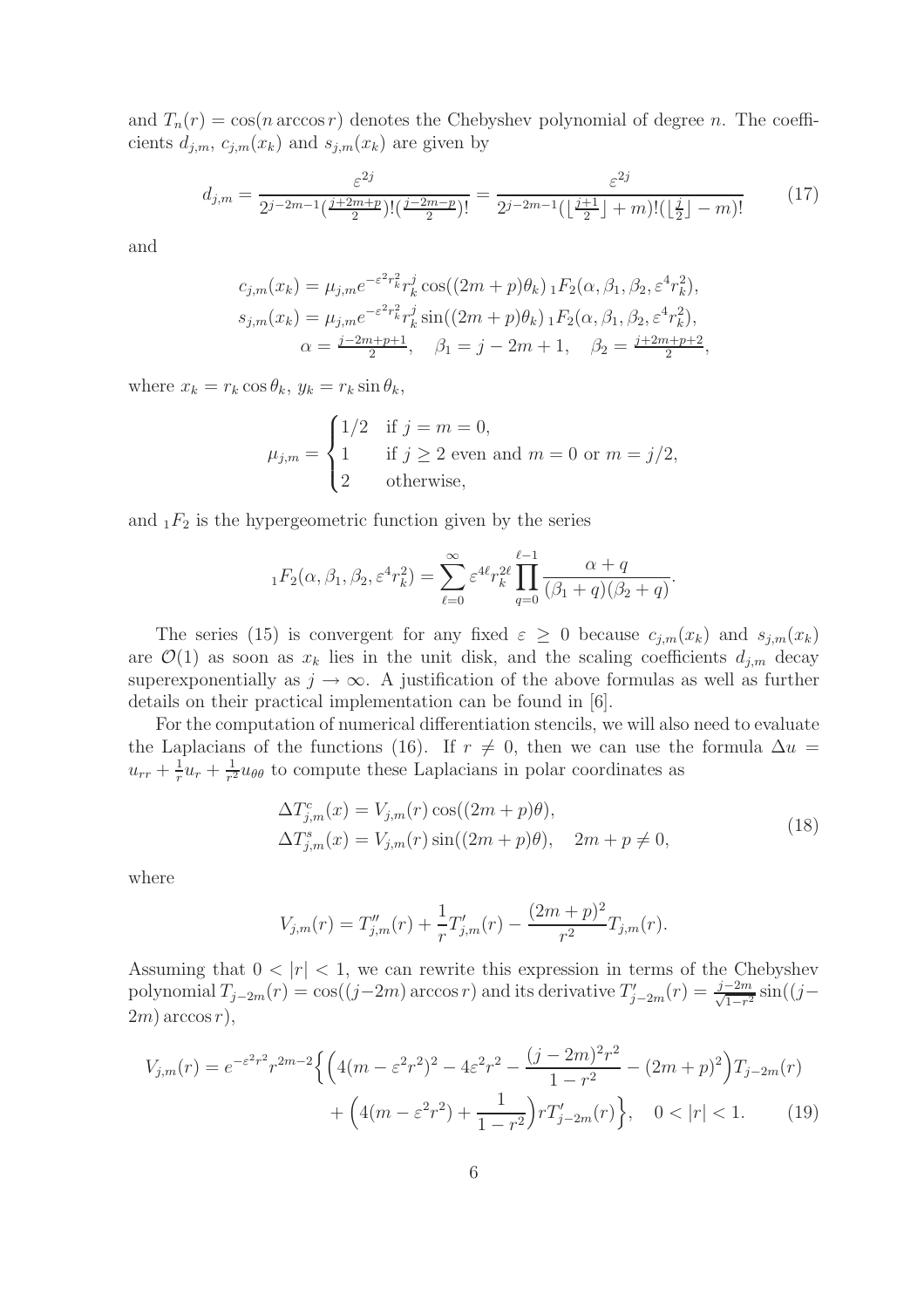and $T_n(r) = \cos(n \arccos r)$ denotes the Chebyshev polynomial of degree $n$. The coefficients $d_{j,m}$, $c_{j,m}(x_k)$ and $s_{j,m}(x_k)$ are given by

$$d_{j,m} = \frac{\varepsilon^{2j}}{2^{j-2m-1}(\frac{j+2m+p}{2})!(\frac{j-2m-p}{2})!} = \frac{\varepsilon^{2j}}{2^{j-2m-1}(\lfloor\frac{j+1}{2}\rfloor + m)!(\lfloor\frac{j}{2}\rfloor - m)!} \tag{17}$$

and

$$\begin{aligned}
c_{j,m}(x_k) &= \mu_{j,m} e^{-\varepsilon^2 r_k^2} r_k^j \cos((2m+p)\theta_k)\, {}_1F_2(\alpha, \beta_1, \beta_2, \varepsilon^4 r_k^2), \\
s_{j,m}(x_k) &= \mu_{j,m} e^{-\varepsilon^2 r_k^2} r_k^j \sin((2m+p)\theta_k)\, {}_1F_2(\alpha, \beta_1, \beta_2, \varepsilon^4 r_k^2), \\
\alpha &= \tfrac{j-2m+p+1}{2}, \quad \beta_1 = j-2m+1, \quad \beta_2 = \tfrac{j+2m+p+2}{2},
\end{aligned}$$

where $x_k = r_k \cos\theta_k$, $y_k = r_k \sin\theta_k$,

$$\mu_{j,m} = \begin{cases} 1/2 & \text{if } j = m = 0, \\ 1 & \text{if } j \geq 2 \text{ even and } m = 0 \text{ or } m = j/2, \\ 2 & \text{otherwise}, \end{cases}$$

and ${}_1F_2$ is the hypergeometric function given by the series

$${}_1F_2(\alpha, \beta_1, \beta_2, \varepsilon^4 r_k^2) = \sum_{\ell=0}^{\infty} \varepsilon^{4\ell} r_k^{2\ell} \prod_{q=0}^{\ell-1} \frac{\alpha + q}{(\beta_1 + q)(\beta_2 + q)}.$$

The series (15) is convergent for any fixed $\varepsilon \geq 0$ because $c_{j,m}(x_k)$ and $s_{j,m}(x_k)$ are $\mathcal{O}(1)$ as soon as $x_k$ lies in the unit disk, and the scaling coefficients $d_{j,m}$ decay superexponentially as $j \to \infty$. A justification of the above formulas as well as further details on their practical implementation can be found in [6].

For the computation of numerical differentiation stencils, we will also need to evaluate the Laplacians of the functions (16). If $r \neq 0$, then we can use the formula $\Delta u = u_{rr} + \frac{1}{r}u_r + \frac{1}{r^2}u_{\theta\theta}$ to compute these Laplacians in polar coordinates as

$$\begin{aligned}
\Delta T^c_{j,m}(x) &= V_{j,m}(r)\cos((2m+p)\theta), \\
\Delta T^s_{j,m}(x) &= V_{j,m}(r)\sin((2m+p)\theta), \quad 2m+p \neq 0,
\end{aligned} \tag{18}$$

where

$$V_{j,m}(r) = T''_{j,m}(r) + \frac{1}{r}T'_{j,m}(r) - \frac{(2m+p)^2}{r^2}T_{j,m}(r).$$

Assuming that $0 < |r| < 1$, we can rewrite this expression in terms of the Chebyshev polynomial $T_{j-2m}(r) = \cos((j-2m)\arccos r)$ and its derivative $T'_{j-2m}(r) = \frac{j-2m}{\sqrt{1-r^2}}\sin((j-2m)\arccos r)$,

$$\begin{aligned}
V_{j,m}(r) = e^{-\varepsilon^2 r^2} r^{2m-2} \Big\{ &\Big( 4(m - \varepsilon^2 r^2)^2 - 4\varepsilon^2 r^2 - \frac{(j-2m)^2 r^2}{1-r^2} - (2m+p)^2 \Big) T_{j-2m}(r) \\
&+ \Big( 4(m - \varepsilon^2 r^2) + \frac{1}{1-r^2} \Big) r T'_{j-2m}(r) \Big\}, \quad 0 < |r| < 1.
\end{aligned} \tag{19}$$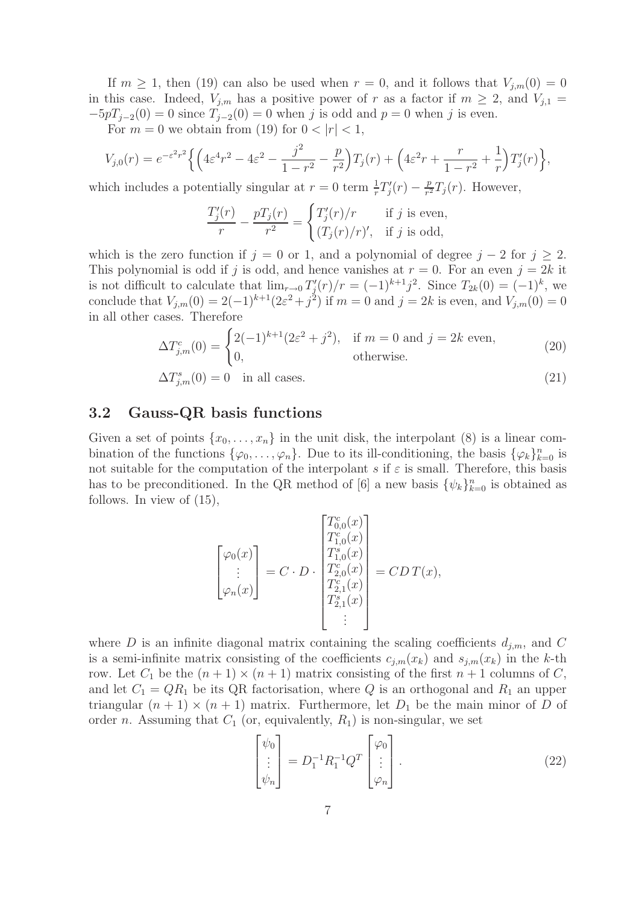If $m \geq 1$, then (19) can also be used when $r = 0$, and it follows that $V_{j,m}(0) = 0$ in this case. Indeed, $V_{j,m}$ has a positive power of $r$ as a factor if $m \geq 2$, and $V_{j,1} = -5pT_{j-2}(0) = 0$ since $T_{j-2}(0) = 0$ when $j$ is odd and $p = 0$ when $j$ is even.

For $m = 0$ we obtain from (19) for $0 < |r| < 1$,

$$V_{j,0}(r) = e^{-\varepsilon^2 r^2}\Big\{\Big(4\varepsilon^4 r^2 - 4\varepsilon^2 - \frac{j^2}{1-r^2} - \frac{p}{r^2}\Big)T_j(r) + \Big(4\varepsilon^2 r + \frac{r}{1-r^2} + \frac{1}{r}\Big)T_j'(r)\Big\},$$

which includes a potentially singular at $r = 0$ term $\frac{1}{r}T_j'(r) - \frac{p}{r^2}T_j(r)$. However,

$$\frac{T_j'(r)}{r} - \frac{pT_j(r)}{r^2} = \begin{cases} T_j'(r)/r & \text{if } j \text{ is even,} \\ (T_j(r)/r)', & \text{if } j \text{ is odd,} \end{cases}$$

which is the zero function if $j = 0$ or 1, and a polynomial of degree $j - 2$ for $j \geq 2$. This polynomial is odd if $j$ is odd, and hence vanishes at $r = 0$. For an even $j = 2k$ it is not difficult to calculate that $\lim_{r\to 0} T_j'(r)/r = (-1)^{k+1}j^2$. Since $T_{2k}(0) = (-1)^k$, we conclude that $V_{j,m}(0) = 2(-1)^{k+1}(2\varepsilon^2 + j^2)$ if $m = 0$ and $j = 2k$ is even, and $V_{j,m}(0) = 0$ in all other cases. Therefore

$$\Delta T^c_{j,m}(0) = \begin{cases} 2(-1)^{k+1}(2\varepsilon^2 + j^2), & \text{if } m = 0 \text{ and } j = 2k \text{ even,} \\ 0, & \text{otherwise.} \end{cases} \tag{20}$$

$$\Delta T^s_{j,m}(0) = 0 \quad \text{in all cases.} \tag{21}$$

## 3.2 Gauss-QR basis functions

Given a set of points $\{x_0, \ldots, x_n\}$ in the unit disk, the interpolant (8) is a linear combination of the functions $\{\varphi_0, \ldots, \varphi_n\}$. Due to its ill-conditioning, the basis $\{\varphi_k\}_{k=0}^n$ is not suitable for the computation of the interpolant $s$ if $\varepsilon$ is small. Therefore, this basis has to be preconditioned. In the QR method of [6] a new basis $\{\psi_k\}_{k=0}^n$ is obtained as follows. In view of (15),

$$\begin{bmatrix} \varphi_0(x) \\ \vdots \\ \varphi_n(x) \end{bmatrix} = C \cdot D \cdot \begin{bmatrix} T^c_{0,0}(x) \\ T^c_{1,0}(x) \\ T^s_{1,0}(x) \\ T^c_{2,0}(x) \\ T^c_{2,1}(x) \\ T^s_{2,1}(x) \\ \vdots \end{bmatrix} = CD\,T(x),$$

where $D$ is an infinite diagonal matrix containing the scaling coefficients $d_{j,m}$, and $C$ is a semi-infinite matrix consisting of the coefficients $c_{j,m}(x_k)$ and $s_{j,m}(x_k)$ in the $k$-th row. Let $C_1$ be the $(n+1)\times(n+1)$ matrix consisting of the first $n+1$ columns of $C$, and let $C_1 = QR_1$ be its QR factorisation, where $Q$ is an orthogonal and $R_1$ an upper triangular $(n+1)\times(n+1)$ matrix. Furthermore, let $D_1$ be the main minor of $D$ of order $n$. Assuming that $C_1$ (or, equivalently, $R_1$) is non-singular, we set

$$\begin{bmatrix} \psi_0 \\ \vdots \\ \psi_n \end{bmatrix} = D_1^{-1}R_1^{-1}Q^T \begin{bmatrix} \varphi_0 \\ \vdots \\ \varphi_n \end{bmatrix}. \tag{22}$$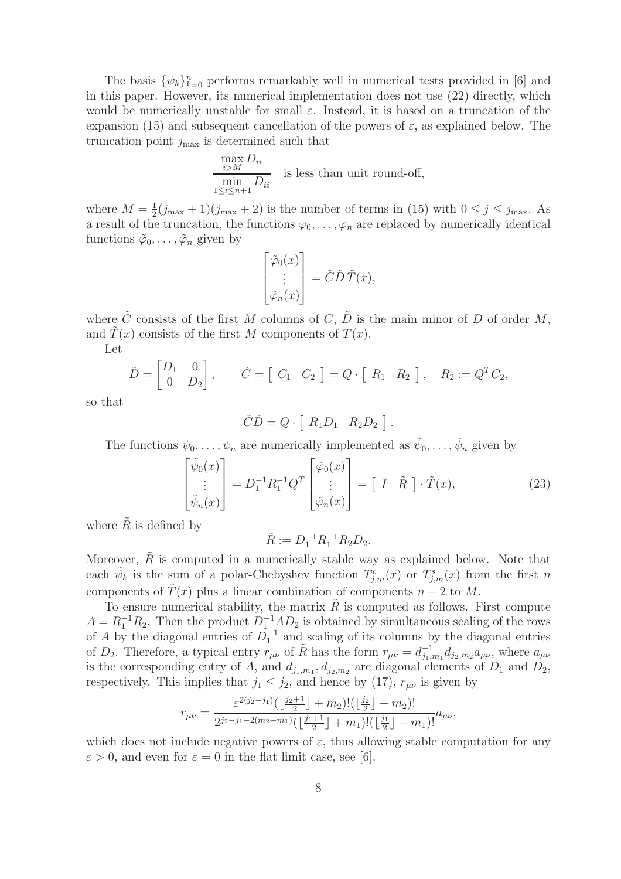The basis $\{\psi_k\}_{k=0}^n$ performs remarkably well in numerical tests provided in [6] and in this paper. However, its numerical implementation does not use (22) directly, which would be numerically unstable for small $\varepsilon$. Instead, it is based on a truncation of the expansion (15) and subsequent cancellation of the powers of $\varepsilon$, as explained below. The truncation point $j_{\max}$ is determined such that

$$\frac{\max\limits_{i>M} D_{ii}}{\min\limits_{1\le i\le n+1} D_{ii}} \quad \text{is less than unit round-off,}$$

where $M = \frac{1}{2}(j_{\max}+1)(j_{\max}+2)$ is the number of terms in (15) with $0 \le j \le j_{\max}$. As a result of the truncation, the functions $\varphi_0, \ldots, \varphi_n$ are replaced by numerically identical functions $\tilde{\varphi}_0, \ldots, \tilde{\varphi}_n$ given by

$$\begin{bmatrix} \tilde{\varphi}_0(x) \\ \vdots \\ \tilde{\varphi}_n(x) \end{bmatrix} = \tilde{C}\tilde{D}\,\tilde{T}(x),$$

where $\tilde{C}$ consists of the first $M$ columns of $C$, $\tilde{D}$ is the main minor of $D$ of order $M$, and $\tilde{T}(x)$ consists of the first $M$ components of $T(x)$.

Let

$$\tilde{D} = \begin{bmatrix} D_1 & 0 \\ 0 & D_2 \end{bmatrix}, \qquad \tilde{C} = \begin{bmatrix} C_1 & C_2 \end{bmatrix} = Q \cdot \begin{bmatrix} R_1 & R_2 \end{bmatrix}, \quad R_2 := Q^T C_2,$$

so that

$$\tilde{C}\tilde{D} = Q \cdot \begin{bmatrix} R_1 D_1 & R_2 D_2 \end{bmatrix}.$$

The functions $\psi_0, \ldots, \psi_n$ are numerically implemented as $\tilde{\psi}_0, \ldots, \tilde{\psi}_n$ given by

$$\begin{bmatrix} \tilde{\psi}_0(x) \\ \vdots \\ \tilde{\psi}_n(x) \end{bmatrix} = D_1^{-1} R_1^{-1} Q^T \begin{bmatrix} \tilde{\varphi}_0(x) \\ \vdots \\ \tilde{\varphi}_n(x) \end{bmatrix} = \begin{bmatrix} I & \tilde{R} \end{bmatrix} \cdot \tilde{T}(x), \tag{23}$$

where $\tilde{R}$ is defined by

$$\tilde{R} := D_1^{-1} R_1^{-1} R_2 D_2.$$

Moreover, $\tilde{R}$ is computed in a numerically stable way as explained below. Note that each $\tilde{\psi}_k$ is the sum of a polar-Chebyshev function $T_{j,m}^c(x)$ or $T_{j,m}^s(x)$ from the first $n$ components of $\tilde{T}(x)$ plus a linear combination of components $n+2$ to $M$.

To ensure numerical stability, the matrix $\tilde{R}$ is computed as follows. First compute $A = R_1^{-1}R_2$. Then the product $D_1^{-1} A D_2$ is obtained by simultaneous scaling of the rows of $A$ by the diagonal entries of $D_1^{-1}$ and scaling of its columns by the diagonal entries of $D_2$. Therefore, a typical entry $r_{\mu\nu}$ of $\tilde{R}$ has the form $r_{\mu\nu} = d_{j_1,m_1}^{-1} d_{j_2,m_2} a_{\mu\nu}$, where $a_{\mu\nu}$ is the corresponding entry of $A$, and $d_{j_1,m_1}, d_{j_2,m_2}$ are diagonal elements of $D_1$ and $D_2$, respectively. This implies that $j_1 \le j_2$, and hence by (17), $r_{\mu\nu}$ is given by

$$r_{\mu\nu} = \frac{\varepsilon^{2(j_2-j_1)}(\lfloor \frac{j_2+1}{2} \rfloor + m_2)!(\lfloor \frac{j_2}{2} \rfloor - m_2)!}{2^{j_2-j_1-2(m_2-m_1)}(\lfloor \frac{j_1+1}{2} \rfloor + m_1)!(\lfloor \frac{j_1}{2} \rfloor - m_1)!} a_{\mu\nu},$$

which does not include negative powers of $\varepsilon$, thus allowing stable computation for any $\varepsilon > 0$, and even for $\varepsilon = 0$ in the flat limit case, see [6].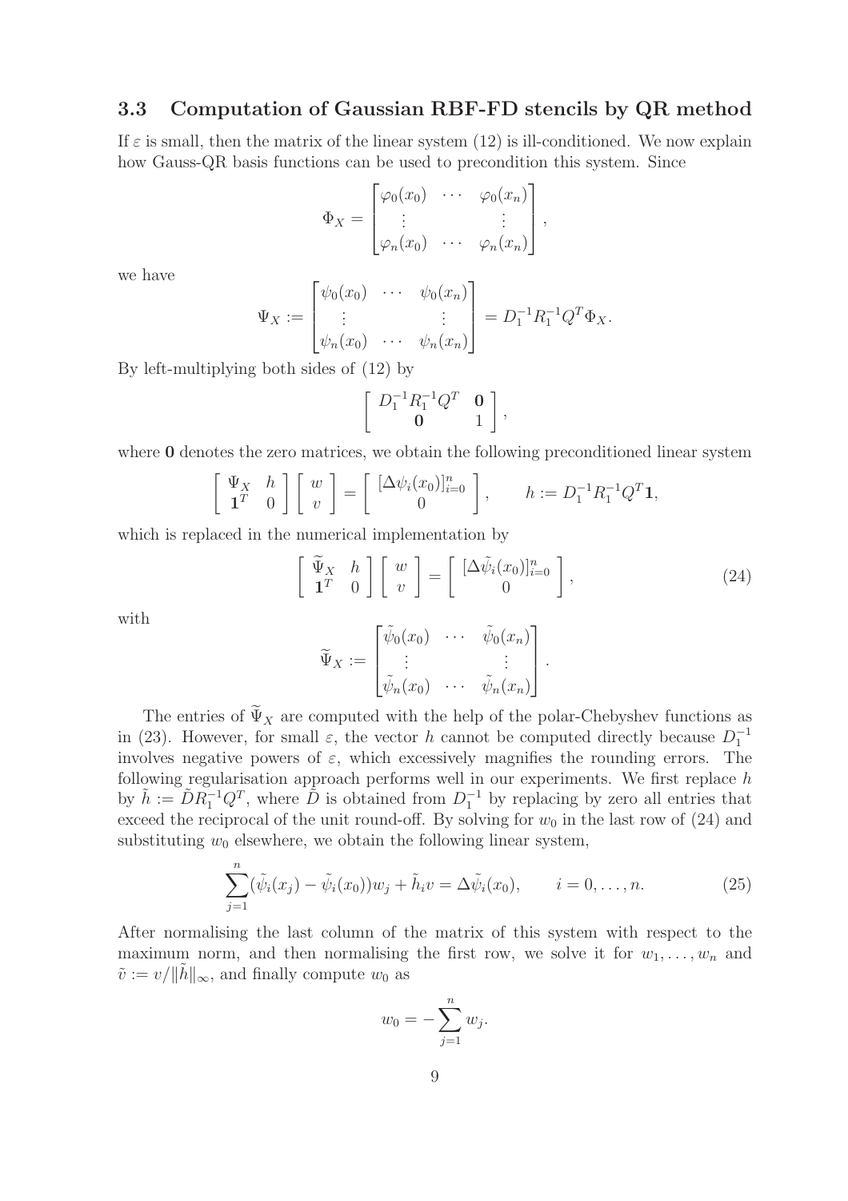### 3.3 Computation of Gaussian RBF-FD stencils by QR method

If $\varepsilon$ is small, then the matrix of the linear system (12) is ill-conditioned. We now explain how Gauss-QR basis functions can be used to precondition this system. Since

$$\Phi_X = \begin{bmatrix} \varphi_0(x_0) & \cdots & \varphi_0(x_n) \\ \vdots & & \vdots \\ \varphi_n(x_0) & \cdots & \varphi_n(x_n) \end{bmatrix},$$

we have

$$\Psi_X := \begin{bmatrix} \psi_0(x_0) & \cdots & \psi_0(x_n) \\ \vdots & & \vdots \\ \psi_n(x_0) & \cdots & \psi_n(x_n) \end{bmatrix} = D_1^{-1} R_1^{-1} Q^T \Phi_X.$$

By left-multiplying both sides of (12) by

$$\begin{bmatrix} D_1^{-1} R_1^{-1} Q^T & \mathbf{0} \\ \mathbf{0} & 1 \end{bmatrix},$$

where $\mathbf{0}$ denotes the zero matrices, we obtain the following preconditioned linear system

$$\begin{bmatrix} \Psi_X & h \\ \mathbf{1}^T & 0 \end{bmatrix} \begin{bmatrix} w \\ v \end{bmatrix} = \begin{bmatrix} [\Delta \psi_i(x_0)]_{i=0}^n \\ 0 \end{bmatrix}, \qquad h := D_1^{-1} R_1^{-1} Q^T \mathbf{1},$$

which is replaced in the numerical implementation by

$$\begin{bmatrix} \widetilde{\Psi}_X & h \\ \mathbf{1}^T & 0 \end{bmatrix} \begin{bmatrix} w \\ v \end{bmatrix} = \begin{bmatrix} [\Delta \tilde{\psi}_i(x_0)]_{i=0}^n \\ 0 \end{bmatrix}, \tag{24}$$

with

$$\widetilde{\Psi}_X := \begin{bmatrix} \tilde{\psi}_0(x_0) & \cdots & \tilde{\psi}_0(x_n) \\ \vdots & & \vdots \\ \tilde{\psi}_n(x_0) & \cdots & \tilde{\psi}_n(x_n) \end{bmatrix}.$$

The entries of $\widetilde{\Psi}_X$ are computed with the help of the polar-Chebyshev functions as in (23). However, for small $\varepsilon$, the vector $h$ cannot be computed directly because $D_1^{-1}$ involves negative powers of $\varepsilon$, which excessively magnifies the rounding errors. The following regularisation approach performs well in our experiments. We first replace $h$ by $\tilde{h} := \tilde{D} R_1^{-1} Q^T$, where $\tilde{D}$ is obtained from $D_1^{-1}$ by replacing by zero all entries that exceed the reciprocal of the unit round-off. By solving for $w_0$ in the last row of (24) and substituting $w_0$ elsewhere, we obtain the following linear system,

$$\sum_{j=1}^{n} (\tilde{\psi}_i(x_j) - \tilde{\psi}_i(x_0)) w_j + \tilde{h}_i v = \Delta \tilde{\psi}_i(x_0), \qquad i = 0, \ldots, n. \tag{25}$$

After normalising the last column of the matrix of this system with respect to the maximum norm, and then normalising the first row, we solve it for $w_1, \ldots, w_n$ and $\tilde{v} := v / \|\tilde{h}\|_\infty$, and finally compute $w_0$ as

$$w_0 = -\sum_{j=1}^{n} w_j.$$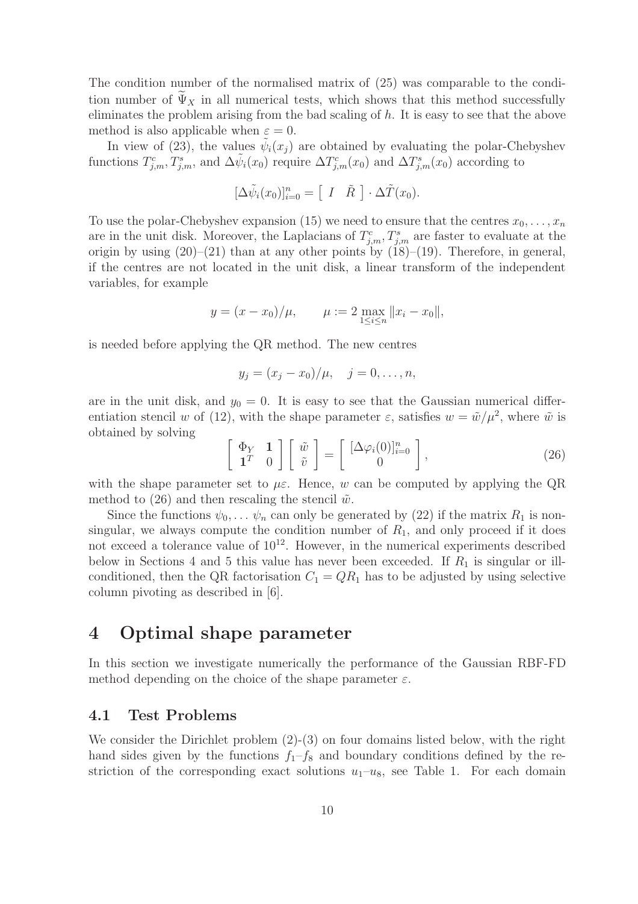The condition number of the normalised matrix of (25) was comparable to the condition number of $\widetilde{\Psi}_X$ in all numerical tests, which shows that this method successfully eliminates the problem arising from the bad scaling of $h$. It is easy to see that the above method is also applicable when $\varepsilon = 0$.

In view of (23), the values $\tilde{\psi}_i(x_j)$ are obtained by evaluating the polar-Chebyshev functions $T^c_{j,m}, T^s_{j,m}$, and $\Delta\tilde{\psi}_i(x_0)$ require $\Delta T^c_{j,m}(x_0)$ and $\Delta T^s_{j,m}(x_0)$ according to

$$[\Delta\tilde{\psi}_i(x_0)]_{i=0}^n = \left[\begin{array}{cc} I & \tilde{R} \end{array}\right] \cdot \Delta\tilde{T}(x_0).$$

To use the polar-Chebyshev expansion (15) we need to ensure that the centres $x_0, \ldots, x_n$ are in the unit disk. Moreover, the Laplacians of $T^c_{j,m}, T^s_{j,m}$ are faster to evaluate at the origin by using (20)–(21) than at any other points by (18)–(19). Therefore, in general, if the centres are not located in the unit disk, a linear transform of the independent variables, for example

$$y = (x - x_0)/\mu, \qquad \mu := 2 \max_{1 \le i \le n} \|x_i - x_0\|,$$

is needed before applying the QR method. The new centres

$$y_j = (x_j - x_0)/\mu, \quad j = 0, \ldots, n,$$

are in the unit disk, and $y_0 = 0$. It is easy to see that the Gaussian numerical differentiation stencil $w$ of (12), with the shape parameter $\varepsilon$, satisfies $w = \tilde{w}/\mu^2$, where $\tilde{w}$ is obtained by solving

$$\left[\begin{array}{cc} \Phi_Y & \mathbf{1} \\ \mathbf{1}^T & 0 \end{array}\right] \left[\begin{array}{c} \tilde{w} \\ \tilde{v} \end{array}\right] = \left[\begin{array}{c} [\Delta\varphi_i(0)]_{i=0}^n \\ 0 \end{array}\right], \tag{26}$$

with the shape parameter set to $\mu\varepsilon$. Hence, $w$ can be computed by applying the QR method to (26) and then rescaling the stencil $\tilde{w}$.

Since the functions $\psi_0, \ldots \psi_n$ can only be generated by (22) if the matrix $R_1$ is nonsingular, we always compute the condition number of $R_1$, and only proceed if it does not exceed a tolerance value of $10^{12}$. However, in the numerical experiments described below in Sections 4 and 5 this value has never been exceeded. If $R_1$ is singular or ill-conditioned, then the QR factorisation $C_1 = QR_1$ has to be adjusted by using selective column pivoting as described in [6].

# 4 Optimal shape parameter

In this section we investigate numerically the performance of the Gaussian RBF-FD method depending on the choice of the shape parameter $\varepsilon$.

## 4.1 Test Problems

We consider the Dirichlet problem (2)-(3) on four domains listed below, with the right hand sides given by the functions $f_1$–$f_8$ and boundary conditions defined by the restriction of the corresponding exact solutions $u_1$–$u_8$, see Table 1. For each domain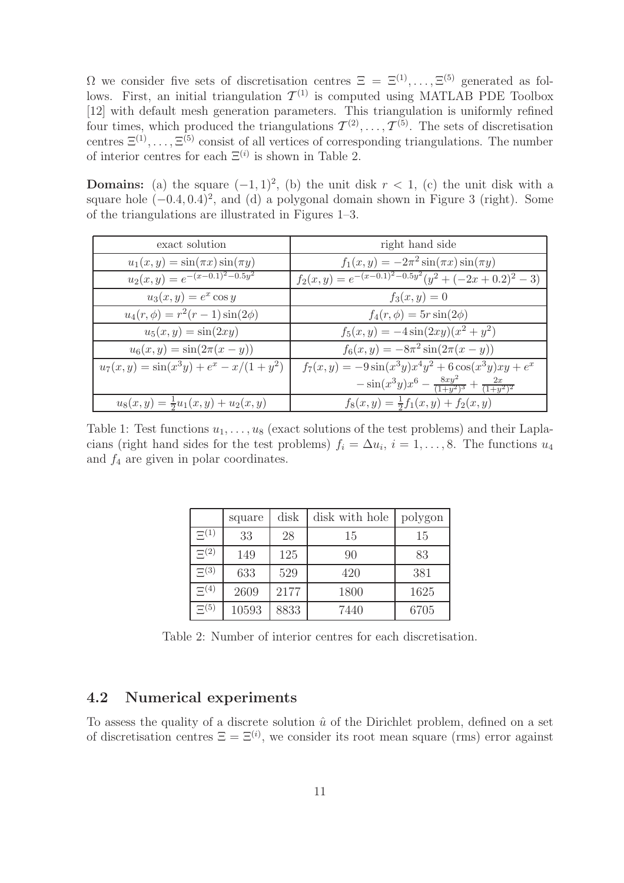$\Omega$ we consider five sets of discretisation centres $\Xi = \Xi^{(1)}, \ldots, \Xi^{(5)}$ generated as follows. First, an initial triangulation $\mathcal{T}^{(1)}$ is computed using MATLAB PDE Toolbox [12] with default mesh generation parameters. This triangulation is uniformly refined four times, which produced the triangulations $\mathcal{T}^{(2)}, \ldots, \mathcal{T}^{(5)}$. The sets of discretisation centres $\Xi^{(1)}, \ldots, \Xi^{(5)}$ consist of all vertices of corresponding triangulations. The number of interior centres for each $\Xi^{(i)}$ is shown in Table 2.

**Domains:** (a) the square $(-1,1)^2$, (b) the unit disk $r < 1$, (c) the unit disk with a square hole $(-0.4, 0.4)^2$, and (d) a polygonal domain shown in Figure 3 (right). Some of the triangulations are illustrated in Figures 1–3.

| exact solution | right hand side |
|---|---|
| $u_1(x,y) = \sin(\pi x)\sin(\pi y)$ | $f_1(x,y) = -2\pi^2 \sin(\pi x)\sin(\pi y)$ |
| $u_2(x,y) = e^{-(x-0.1)^2-0.5y^2}$ | $f_2(x,y) = e^{-(x-0.1)^2-0.5y^2}(y^2 + (-2x+0.2)^2 - 3)$ |
| $u_3(x,y) = e^x \cos y$ | $f_3(x,y) = 0$ |
| $u_4(r,\phi) = r^2(r-1)\sin(2\phi)$ | $f_4(r,\phi) = 5r\sin(2\phi)$ |
| $u_5(x,y) = \sin(2xy)$ | $f_5(x,y) = -4\sin(2xy)(x^2+y^2)$ |
| $u_6(x,y) = \sin(2\pi(x-y))$ | $f_6(x,y) = -8\pi^2 \sin(2\pi(x-y))$ |
| $u_7(x,y) = \sin(x^3y) + e^x - x/(1+y^2)$ | $f_7(x,y) = -9\sin(x^3y)x^4y^2 + 6\cos(x^3y)xy + e^x$ $- \sin(x^3y)x^6 - \frac{8xy^2}{(1+y^2)^3} + \frac{2x}{(1+y^2)^2}$ |
| $u_8(x,y) = \frac{1}{2}u_1(x,y) + u_2(x,y)$ | $f_8(x,y) = \frac{1}{2}f_1(x,y) + f_2(x,y)$ |

Table 1: Test functions $u_1, \ldots, u_8$ (exact solutions of the test problems) and their Laplacians (right hand sides for the test problems) $f_i = \Delta u_i$, $i = 1, \ldots, 8$. The functions $u_4$ and $f_4$ are given in polar coordinates.

| | square | disk | disk with hole | polygon |
|---|---|---|---|---|
| $\Xi^{(1)}$ | 33 | 28 | 15 | 15 |
| $\Xi^{(2)}$ | 149 | 125 | 90 | 83 |
| $\Xi^{(3)}$ | 633 | 529 | 420 | 381 |
| $\Xi^{(4)}$ | 2609 | 2177 | 1800 | 1625 |
| $\Xi^{(5)}$ | 10593 | 8833 | 7440 | 6705 |

Table 2: Number of interior centres for each discretisation.

## 4.2 Numerical experiments

To assess the quality of a discrete solution $\hat{u}$ of the Dirichlet problem, defined on a set of discretisation centres $\Xi = \Xi^{(i)}$, we consider its root mean square (rms) error against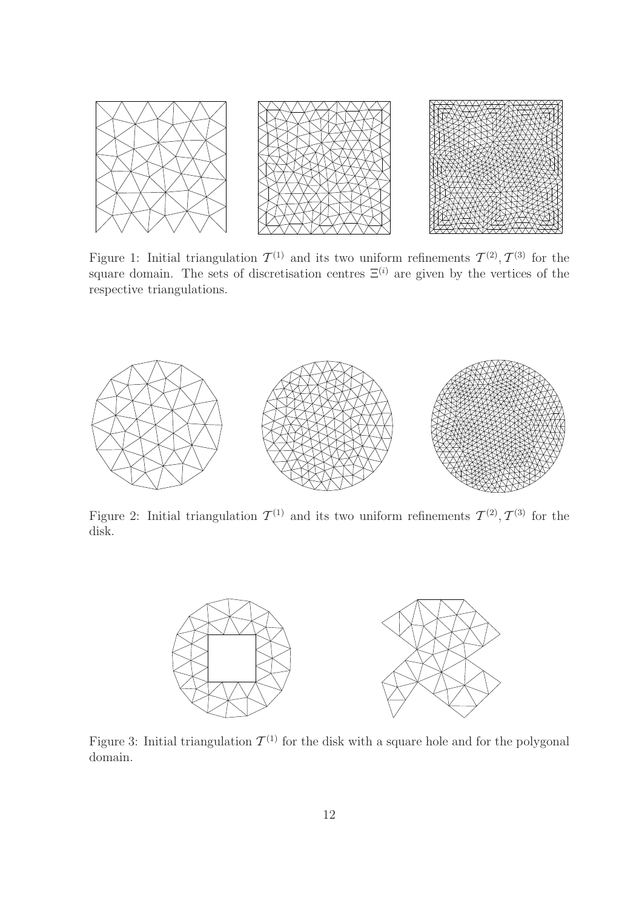Figure 1: Initial triangulation $\mathcal{T}^{(1)}$ and its two uniform refinements $\mathcal{T}^{(2)}, \mathcal{T}^{(3)}$ for the square domain. The sets of discretisation centres $\Xi^{(i)}$ are given by the vertices of the respective triangulations.

Figure 2: Initial triangulation $\mathcal{T}^{(1)}$ and its two uniform refinements $\mathcal{T}^{(2)}, \mathcal{T}^{(3)}$ for the disk.

Figure 3: Initial triangulation $\mathcal{T}^{(1)}$ for the disk with a square hole and for the polygonal domain.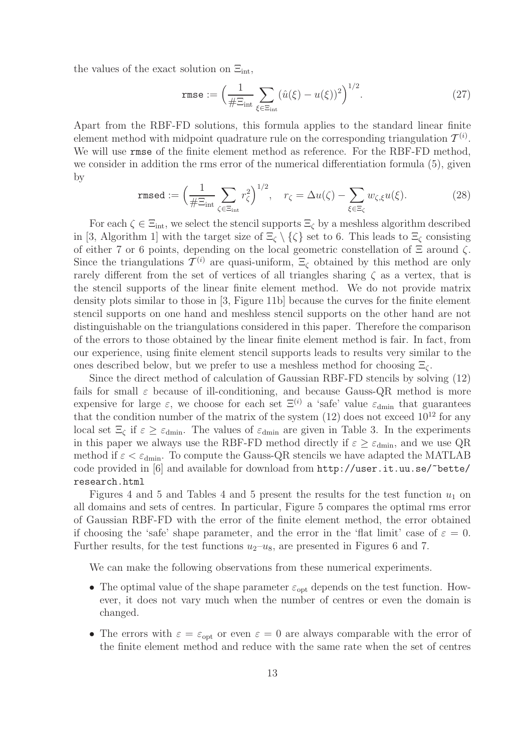the values of the exact solution on $\Xi_{\rm int}$,

$$\texttt{rmse} := \Big(\frac{1}{\#\Xi_{\rm int}} \sum_{\xi\in\Xi_{\rm int}} \big(\hat u(\xi) - u(\xi)\big)^2\Big)^{1/2}. \tag{27}$$

Apart from the RBF-FD solutions, this formula applies to the standard linear finite element method with midpoint quadrature rule on the corresponding triangulation $\mathcal{T}^{(i)}$. We will use rmse of the finite element method as reference. For the RBF-FD method, we consider in addition the rms error of the numerical differentiation formula (5), given by

$$\texttt{rmsed} := \Big(\frac{1}{\#\Xi_{\rm int}} \sum_{\zeta\in\Xi_{\rm int}} r_\zeta^2\Big)^{1/2}, \quad r_\zeta = \Delta u(\zeta) - \sum_{\xi\in\Xi_\zeta} w_{\zeta,\xi} u(\xi). \tag{28}$$

For each $\zeta \in \Xi_{\rm int}$, we select the stencil supports $\Xi_\zeta$ by a meshless algorithm described in [3, Algorithm 1] with the target size of $\Xi_\zeta \setminus \{\zeta\}$ set to 6. This leads to $\Xi_\zeta$ consisting of either 7 or 6 points, depending on the local geometric constellation of $\Xi$ around $\zeta$. Since the triangulations $\mathcal{T}^{(i)}$ are quasi-uniform, $\Xi_\zeta$ obtained by this method are only rarely different from the set of vertices of all triangles sharing $\zeta$ as a vertex, that is the stencil supports of the linear finite element method. We do not provide matrix density plots similar to those in [3, Figure 11b] because the curves for the finite element stencil supports on one hand and meshless stencil supports on the other hand are not distinguishable on the triangulations considered in this paper. Therefore the comparison of the errors to those obtained by the linear finite element method is fair. In fact, from our experience, using finite element stencil supports leads to results very similar to the ones described below, but we prefer to use a meshless method for choosing $\Xi_\zeta$.

Since the direct method of calculation of Gaussian RBF-FD stencils by solving (12) fails for small $\varepsilon$ because of ill-conditioning, and because Gauss-QR method is more expensive for large $\varepsilon$, we choose for each set $\Xi^{(i)}$ a 'safe' value $\varepsilon_{\rm dmin}$ that guarantees that the condition number of the matrix of the system (12) does not exceed $10^{12}$ for any local set $\Xi_\zeta$ if $\varepsilon \geq \varepsilon_{\rm dmin}$. The values of $\varepsilon_{\rm dmin}$ are given in Table 3. In the experiments in this paper we always use the RBF-FD method directly if $\varepsilon \geq \varepsilon_{\rm dmin}$, and we use QR method if $\varepsilon < \varepsilon_{\rm dmin}$. To compute the Gauss-QR stencils we have adapted the MATLAB code provided in [6] and available for download from http://user.it.uu.se/~bette/research.html

Figures 4 and 5 and Tables 4 and 5 present the results for the test function $u_1$ on all domains and sets of centres. In particular, Figure 5 compares the optimal rms error of Gaussian RBF-FD with the error of the finite element method, the error obtained if choosing the 'safe' shape parameter, and the error in the 'flat limit' case of $\varepsilon = 0$. Further results, for the test functions $u_2$–$u_8$, are presented in Figures 6 and 7.

We can make the following observations from these numerical experiments.

- The optimal value of the shape parameter $\varepsilon_{\rm opt}$ depends on the test function. However, it does not vary much when the number of centres or even the domain is changed.
- The errors with $\varepsilon = \varepsilon_{\rm opt}$ or even $\varepsilon = 0$ are always comparable with the error of the finite element method and reduce with the same rate when the set of centres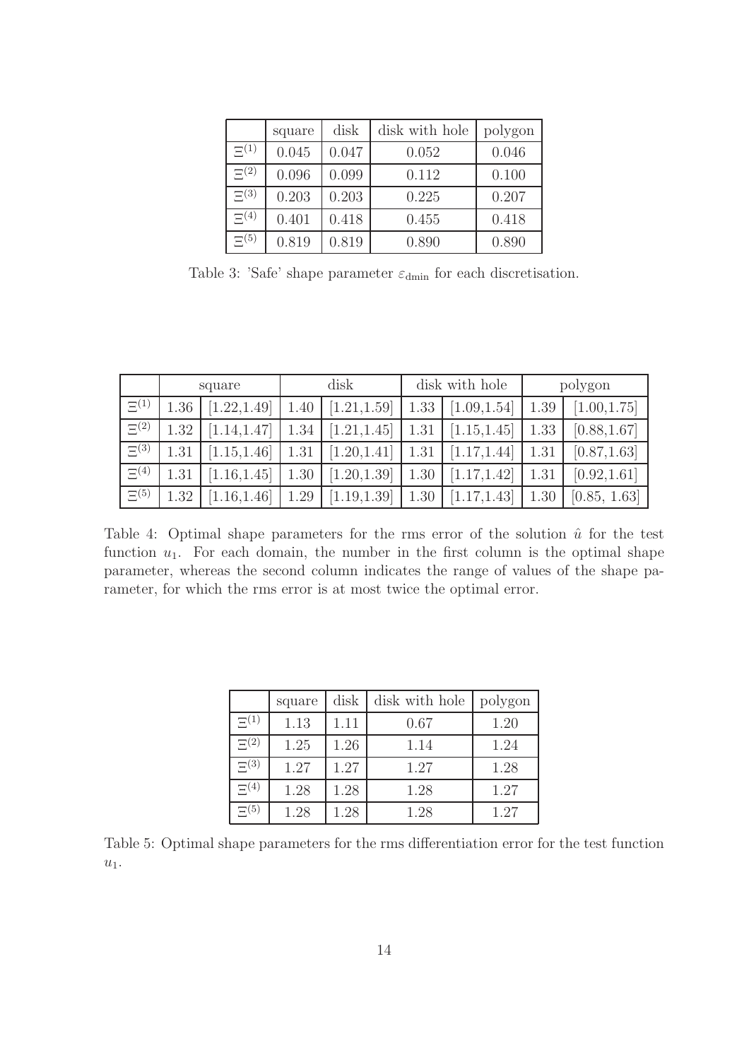| | square | disk | disk with hole | polygon |
|---|---|---|---|---|
| $\Xi^{(1)}$ | 0.045 | 0.047 | 0.052 | 0.046 |
| $\Xi^{(2)}$ | 0.096 | 0.099 | 0.112 | 0.100 |
| $\Xi^{(3)}$ | 0.203 | 0.203 | 0.225 | 0.207 |
| $\Xi^{(4)}$ | 0.401 | 0.418 | 0.455 | 0.418 |
| $\Xi^{(5)}$ | 0.819 | 0.819 | 0.890 | 0.890 |

Table 3: 'Safe' shape parameter $\varepsilon_{\mathrm{dmin}}$ for each discretisation.

| | square | | disk | | disk with hole | | polygon | |
|---|---|---|---|---|---|---|---|---|
| $\Xi^{(1)}$ | 1.36 | [1.22,1.49] | 1.40 | [1.21,1.59] | 1.33 | [1.09,1.54] | 1.39 | [1.00,1.75] |
| $\Xi^{(2)}$ | 1.32 | [1.14,1.47] | 1.34 | [1.21,1.45] | 1.31 | [1.15,1.45] | 1.33 | [0.88,1.67] |
| $\Xi^{(3)}$ | 1.31 | [1.15,1.46] | 1.31 | [1.20,1.41] | 1.31 | [1.17,1.44] | 1.31 | [0.87,1.63] |
| $\Xi^{(4)}$ | 1.31 | [1.16,1.45] | 1.30 | [1.20,1.39] | 1.30 | [1.17,1.42] | 1.31 | [0.92,1.61] |
| $\Xi^{(5)}$ | 1.32 | [1.16,1.46] | 1.29 | [1.19,1.39] | 1.30 | [1.17,1.43] | 1.30 | [0.85, 1.63] |

Table 4: Optimal shape parameters for the rms error of the solution $\hat{u}$ for the test function $u_1$. For each domain, the number in the first column is the optimal shape parameter, whereas the second column indicates the range of values of the shape parameter, for which the rms error is at most twice the optimal error.

| | square | disk | disk with hole | polygon |
|---|---|---|---|---|
| $\Xi^{(1)}$ | 1.13 | 1.11 | 0.67 | 1.20 |
| $\Xi^{(2)}$ | 1.25 | 1.26 | 1.14 | 1.24 |
| $\Xi^{(3)}$ | 1.27 | 1.27 | 1.27 | 1.28 |
| $\Xi^{(4)}$ | 1.28 | 1.28 | 1.28 | 1.27 |
| $\Xi^{(5)}$ | 1.28 | 1.28 | 1.28 | 1.27 |

Table 5: Optimal shape parameters for the rms differentiation error for the test function $u_1$.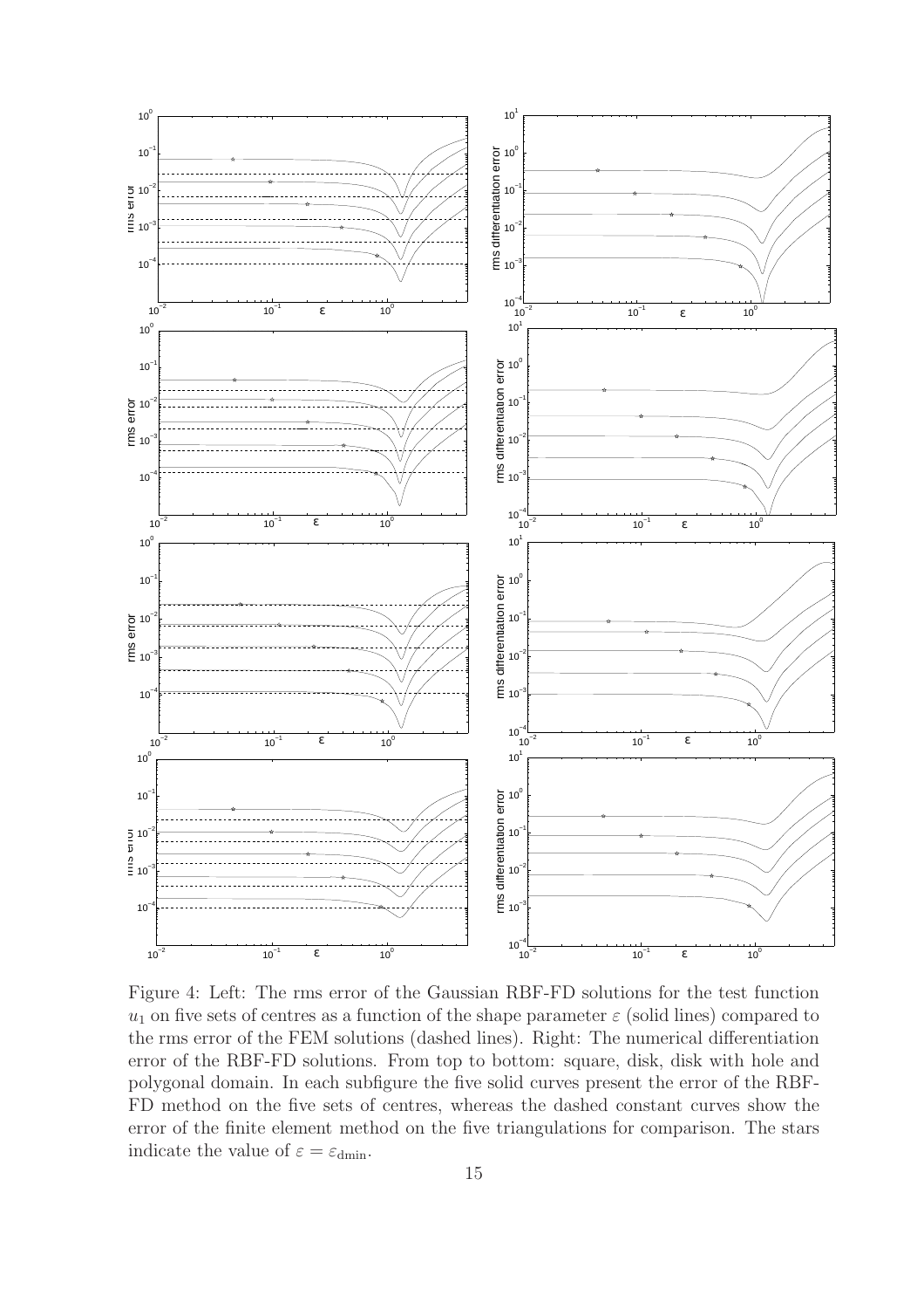Figure 4: Left: The rms error of the Gaussian RBF-FD solutions for the test function $u_1$ on five sets of centres as a function of the shape parameter $\varepsilon$ (solid lines) compared to the rms error of the FEM solutions (dashed lines). Right: The numerical differentiation error of the RBF-FD solutions. From top to bottom: square, disk, disk with hole and polygonal domain. In each subfigure the five solid curves present the error of the RBF-FD method on the five sets of centres, whereas the dashed constant curves show the error of the finite element method on the five triangulations for comparison. The stars indicate the value of $\varepsilon = \varepsilon_{\mathrm{dmin}}$.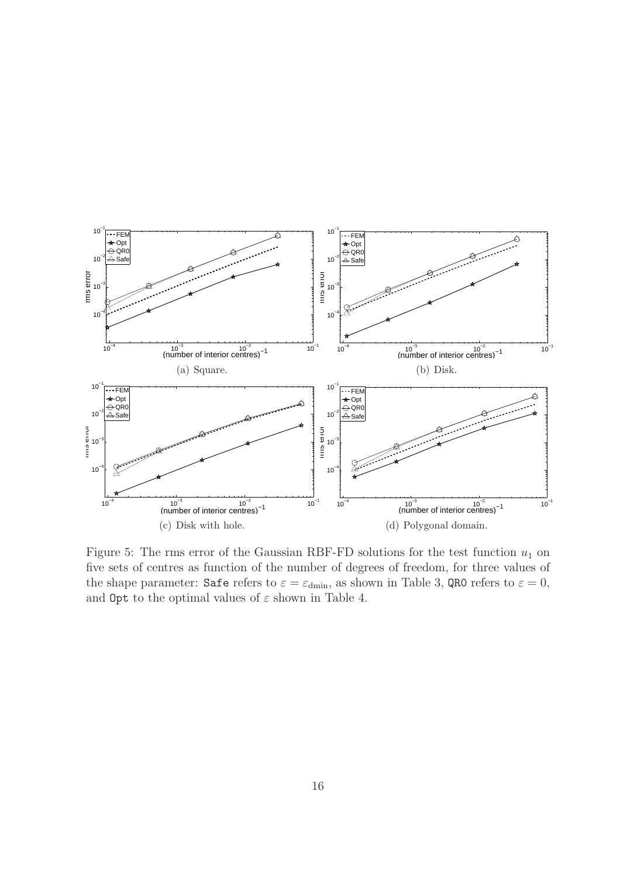(a) Square.

(b) Disk.

(c) Disk with hole.

(d) Polygonal domain.

Figure 5: The rms error of the Gaussian RBF-FD solutions for the test function $u_1$ on five sets of centres as function of the number of degrees of freedom, for three values of the shape parameter: `Safe` refers to $\varepsilon = \varepsilon_{\mathrm{dmin}}$, as shown in Table 3, `QR0` refers to $\varepsilon = 0$, and `Opt` to the optimal values of $\varepsilon$ shown in Table 4.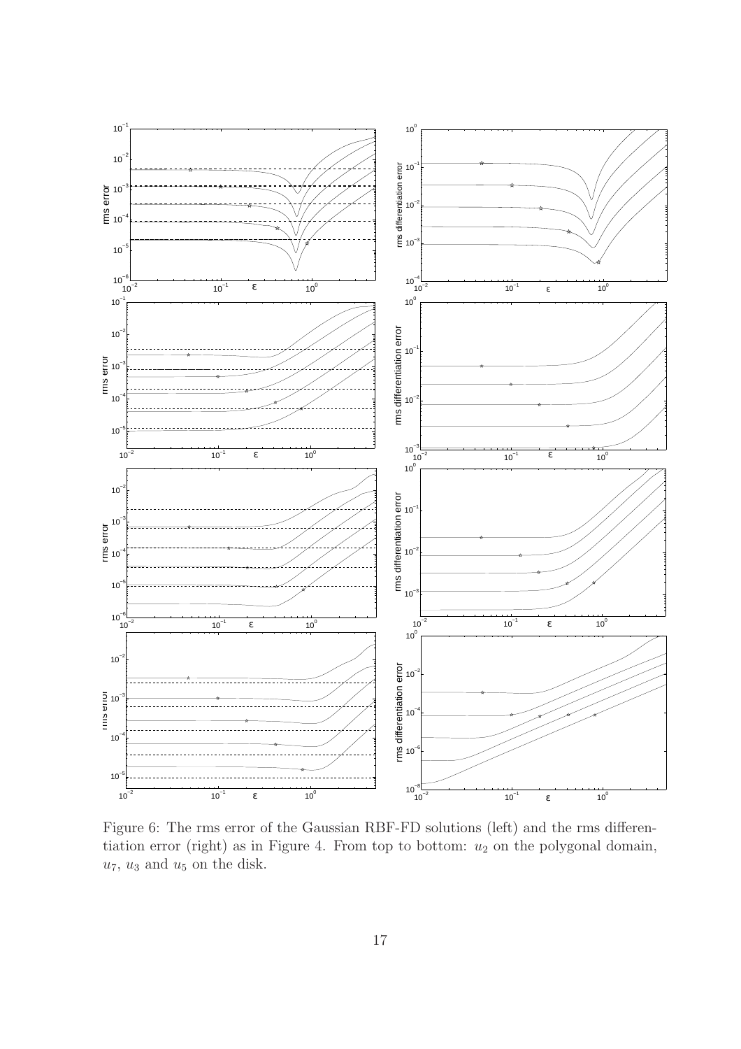Figure 6: The rms error of the Gaussian RBF-FD solutions (left) and the rms differentiation error (right) as in Figure 4. From top to bottom: $u_2$ on the polygonal domain, $u_7$, $u_3$ and $u_5$ on the disk.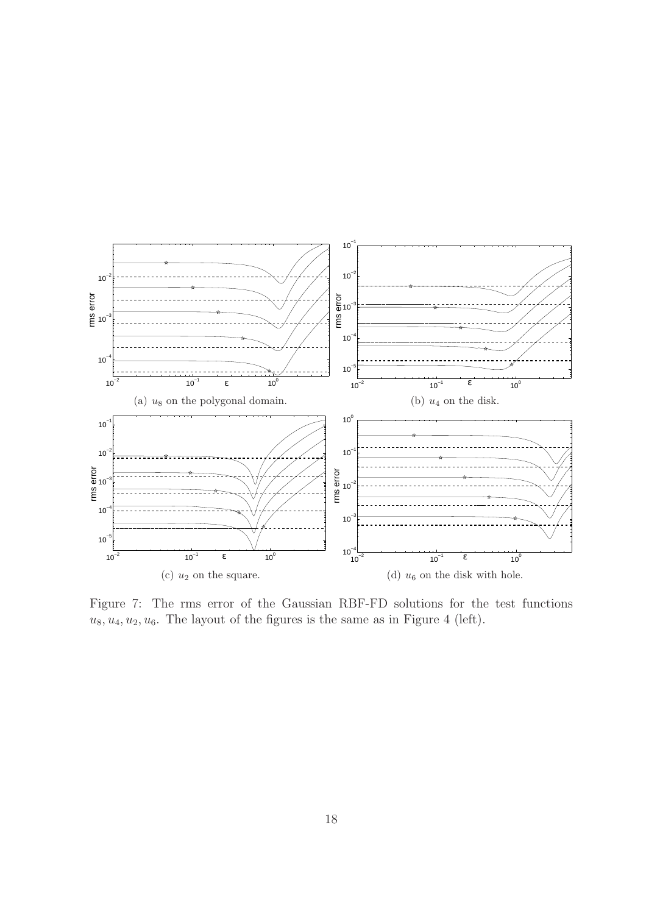(a) $u_8$ on the polygonal domain.

(b) $u_4$ on the disk.

(c) $u_2$ on the square.

(d) $u_6$ on the disk with hole.

Figure 7: The rms error of the Gaussian RBF-FD solutions for the test functions $u_8, u_4, u_2, u_6$. The layout of the figures is the same as in Figure 4 (left).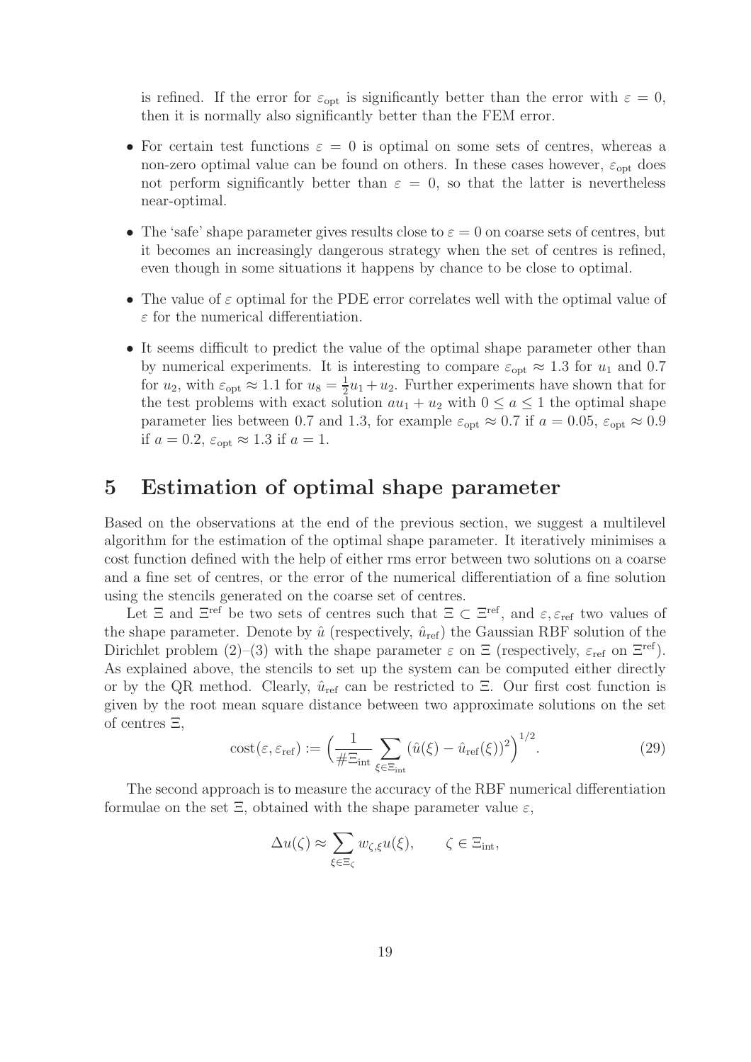is refined. If the error for $\varepsilon_{\text{opt}}$ is significantly better than the error with $\varepsilon = 0$, then it is normally also significantly better than the FEM error.

- For certain test functions $\varepsilon = 0$ is optimal on some sets of centres, whereas a non-zero optimal value can be found on others. In these cases however, $\varepsilon_{\text{opt}}$ does not perform significantly better than $\varepsilon = 0$, so that the latter is nevertheless near-optimal.
- The 'safe' shape parameter gives results close to $\varepsilon = 0$ on coarse sets of centres, but it becomes an increasingly dangerous strategy when the set of centres is refined, even though in some situations it happens by chance to be close to optimal.
- The value of $\varepsilon$ optimal for the PDE error correlates well with the optimal value of $\varepsilon$ for the numerical differentiation.
- It seems difficult to predict the value of the optimal shape parameter other than by numerical experiments. It is interesting to compare $\varepsilon_{\text{opt}} \approx 1.3$ for $u_1$ and 0.7 for $u_2$, with $\varepsilon_{\text{opt}} \approx 1.1$ for $u_8 = \frac{1}{2}u_1 + u_2$. Further experiments have shown that for the test problems with exact solution $au_1 + u_2$ with $0 \leq a \leq 1$ the optimal shape parameter lies between 0.7 and 1.3, for example $\varepsilon_{\text{opt}} \approx 0.7$ if $a = 0.05$, $\varepsilon_{\text{opt}} \approx 0.9$ if $a = 0.2$, $\varepsilon_{\text{opt}} \approx 1.3$ if $a = 1$.

# 5 Estimation of optimal shape parameter

Based on the observations at the end of the previous section, we suggest a multilevel algorithm for the estimation of the optimal shape parameter. It iteratively minimises a cost function defined with the help of either rms error between two solutions on a coarse and a fine set of centres, or the error of the numerical differentiation of a fine solution using the stencils generated on the coarse set of centres.

Let $\Xi$ and $\Xi^{\text{ref}}$ be two sets of centres such that $\Xi \subset \Xi^{\text{ref}}$, and $\varepsilon, \varepsilon_{\text{ref}}$ two values of the shape parameter. Denote by $\hat{u}$ (respectively, $\hat{u}_{\text{ref}}$) the Gaussian RBF solution of the Dirichlet problem (2)–(3) with the shape parameter $\varepsilon$ on $\Xi$ (respectively, $\varepsilon_{\text{ref}}$ on $\Xi^{\text{ref}}$). As explained above, the stencils to set up the system can be computed either directly or by the QR method. Clearly, $\hat{u}_{\text{ref}}$ can be restricted to $\Xi$. Our first cost function is given by the root mean square distance between two approximate solutions on the set of centres $\Xi$,

$$\operatorname{cost}(\varepsilon, \varepsilon_{\text{ref}}) := \Big( \frac{1}{\#\Xi_{\text{int}}} \sum_{\xi \in \Xi_{\text{int}}} \left( \hat{u}(\xi) - \hat{u}_{\text{ref}}(\xi) \right)^2 \Big)^{1/2}. \tag{29}$$

The second approach is to measure the accuracy of the RBF numerical differentiation formulae on the set $\Xi$, obtained with the shape parameter value $\varepsilon$,

$$\Delta u(\zeta) \approx \sum_{\xi \in \Xi_\zeta} w_{\zeta,\xi} u(\xi), \qquad \zeta \in \Xi_{\text{int}},$$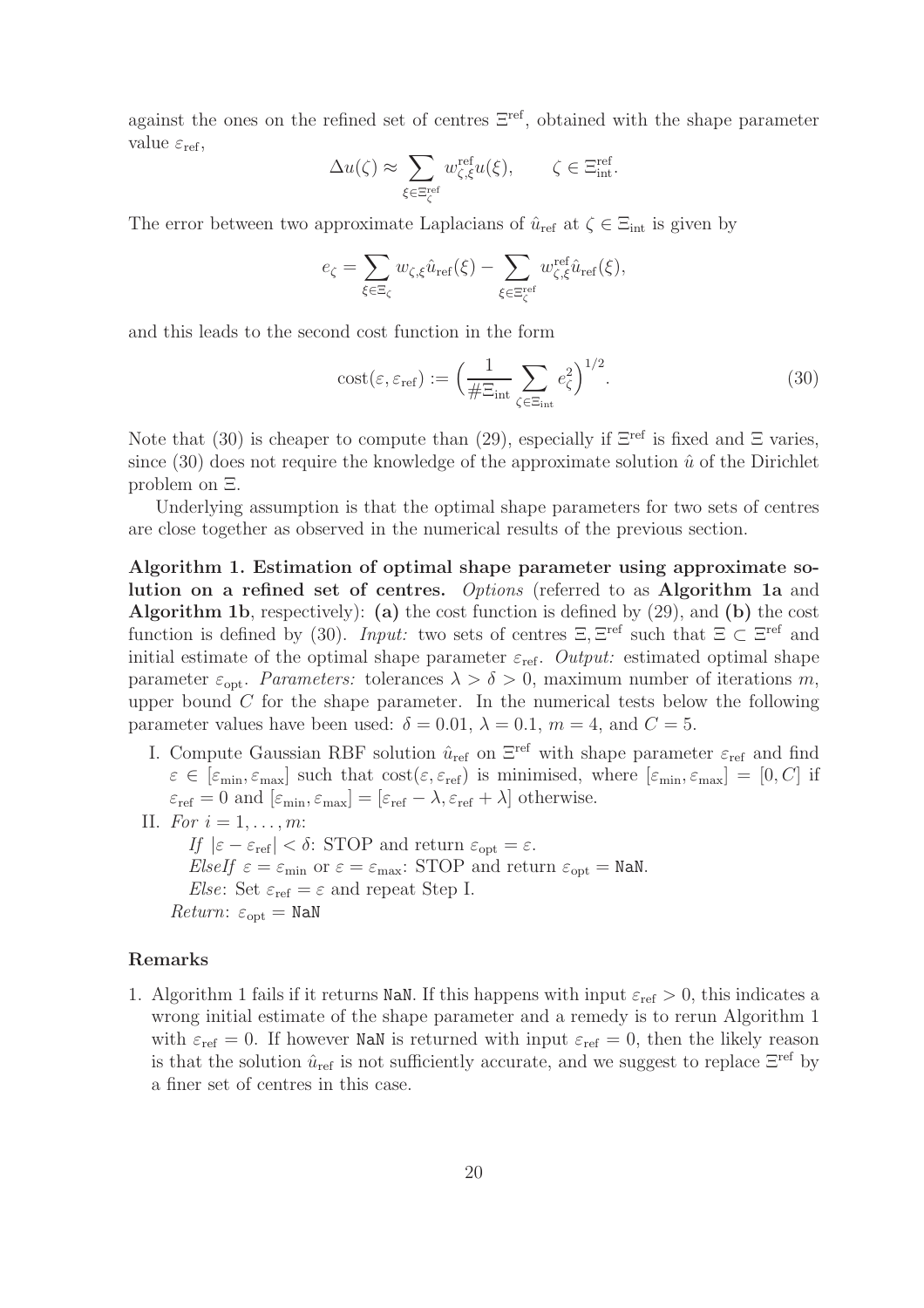against the ones on the refined set of centres $\Xi^{\rm ref}$, obtained with the shape parameter value $\varepsilon_{\rm ref}$,

$$\Delta u(\zeta) \approx \sum_{\xi\in\Xi^{\rm ref}_\zeta} w^{\rm ref}_{\zeta,\xi} u(\xi), \qquad \zeta \in \Xi^{\rm ref}_{\rm int}.$$

The error between two approximate Laplacians of $\hat{u}_{\rm ref}$ at $\zeta \in \Xi_{\rm int}$ is given by

$$e_\zeta = \sum_{\xi\in\Xi_\zeta} w_{\zeta,\xi}\hat{u}_{\rm ref}(\xi) - \sum_{\xi\in\Xi^{\rm ref}_\zeta} w^{\rm ref}_{\zeta,\xi}\hat{u}_{\rm ref}(\xi),$$

and this leads to the second cost function in the form

$$\mathrm{cost}(\varepsilon, \varepsilon_{\rm ref}) := \Big(\frac{1}{\#\Xi_{\rm int}}\sum_{\zeta\in\Xi_{\rm int}} e_\zeta^2\Big)^{1/2}. \tag{30}$$

Note that (30) is cheaper to compute than (29), especially if $\Xi^{\rm ref}$ is fixed and $\Xi$ varies, since (30) does not require the knowledge of the approximate solution $\hat{u}$ of the Dirichlet problem on $\Xi$.

Underlying assumption is that the optimal shape parameters for two sets of centres are close together as observed in the numerical results of the previous section.

**Algorithm 1. Estimation of optimal shape parameter using approximate solution on a refined set of centres.** *Options* (referred to as **Algorithm 1a** and **Algorithm 1b**, respectively): **(a)** the cost function is defined by (29), and **(b)** the cost function is defined by (30). *Input:* two sets of centres $\Xi, \Xi^{\rm ref}$ such that $\Xi \subset \Xi^{\rm ref}$ and initial estimate of the optimal shape parameter $\varepsilon_{\rm ref}$. *Output:* estimated optimal shape parameter $\varepsilon_{\rm opt}$. *Parameters:* tolerances $\lambda > \delta > 0$, maximum number of iterations $m$, upper bound $C$ for the shape parameter. In the numerical tests below the following parameter values have been used: $\delta = 0.01$, $\lambda = 0.1$, $m = 4$, and $C = 5$.

I. Compute Gaussian RBF solution $\hat{u}_{\rm ref}$ on $\Xi^{\rm ref}$ with shape parameter $\varepsilon_{\rm ref}$ and find $\varepsilon \in [\varepsilon_{\min}, \varepsilon_{\max}]$ such that $\mathrm{cost}(\varepsilon, \varepsilon_{\rm ref})$ is minimised, where $[\varepsilon_{\min}, \varepsilon_{\max}] = [0, C]$ if $\varepsilon_{\rm ref} = 0$ and $[\varepsilon_{\min}, \varepsilon_{\max}] = [\varepsilon_{\rm ref} - \lambda, \varepsilon_{\rm ref} + \lambda]$ otherwise.

II. *For* $i = 1, \ldots, m$:
   *If* $|\varepsilon - \varepsilon_{\rm ref}| < \delta$: STOP and return $\varepsilon_{\rm opt} = \varepsilon$.
   *ElseIf* $\varepsilon = \varepsilon_{\min}$ or $\varepsilon = \varepsilon_{\max}$: STOP and return $\varepsilon_{\rm opt} =$ `NaN`.
   *Else*: Set $\varepsilon_{\rm ref} = \varepsilon$ and repeat Step I.
   *Return*: $\varepsilon_{\rm opt} =$ `NaN`

**Remarks**

1. Algorithm 1 fails if it returns `NaN`. If this happens with input $\varepsilon_{\rm ref} > 0$, this indicates a wrong initial estimate of the shape parameter and a remedy is to rerun Algorithm 1 with $\varepsilon_{\rm ref} = 0$. If however `NaN` is returned with input $\varepsilon_{\rm ref} = 0$, then the likely reason is that the solution $\hat{u}_{\rm ref}$ is not sufficiently accurate, and we suggest to replace $\Xi^{\rm ref}$ by a finer set of centres in this case.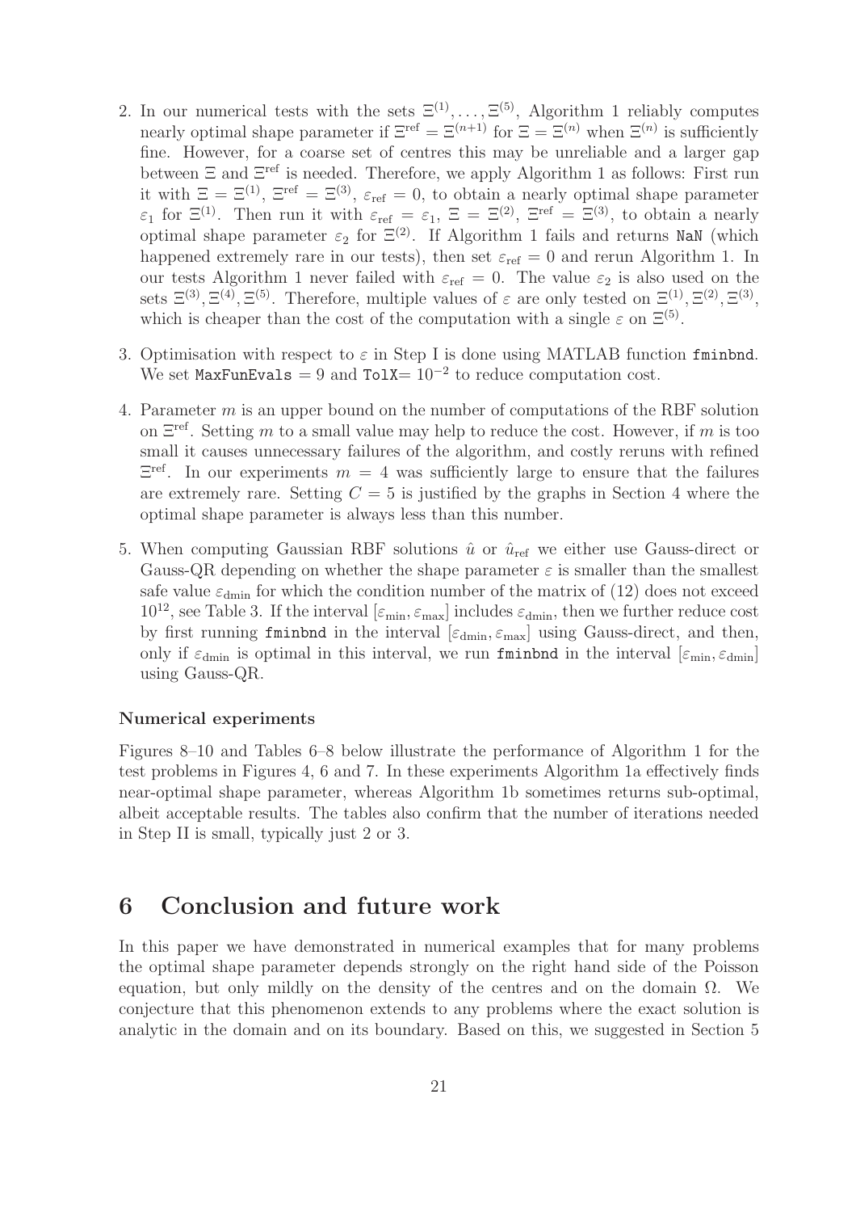2. In our numerical tests with the sets $\Xi^{(1)}, \dots, \Xi^{(5)}$, Algorithm 1 reliably computes nearly optimal shape parameter if $\Xi^{\text{ref}} = \Xi^{(n+1)}$ for $\Xi = \Xi^{(n)}$ when $\Xi^{(n)}$ is sufficiently fine. However, for a coarse set of centres this may be unreliable and a larger gap between $\Xi$ and $\Xi^{\text{ref}}$ is needed. Therefore, we apply Algorithm 1 as follows: First run it with $\Xi = \Xi^{(1)}$, $\Xi^{\text{ref}} = \Xi^{(3)}$, $\varepsilon_{\text{ref}} = 0$, to obtain a nearly optimal shape parameter $\varepsilon_1$ for $\Xi^{(1)}$. Then run it with $\varepsilon_{\text{ref}} = \varepsilon_1$, $\Xi = \Xi^{(2)}$, $\Xi^{\text{ref}} = \Xi^{(3)}$, to obtain a nearly optimal shape parameter $\varepsilon_2$ for $\Xi^{(2)}$. If Algorithm 1 fails and returns `NaN` (which happened extremely rare in our tests), then set $\varepsilon_{\text{ref}} = 0$ and rerun Algorithm 1. In our tests Algorithm 1 never failed with $\varepsilon_{\text{ref}} = 0$. The value $\varepsilon_2$ is also used on the sets $\Xi^{(3)}, \Xi^{(4)}, \Xi^{(5)}$. Therefore, multiple values of $\varepsilon$ are only tested on $\Xi^{(1)}, \Xi^{(2)}, \Xi^{(3)}$, which is cheaper than the cost of the computation with a single $\varepsilon$ on $\Xi^{(5)}$.

3. Optimisation with respect to $\varepsilon$ in Step I is done using MATLAB function `fminbnd`. We set `MaxFunEvals` $= 9$ and `TolX`$= 10^{-2}$ to reduce computation cost.

4. Parameter $m$ is an upper bound on the number of computations of the RBF solution on $\Xi^{\text{ref}}$. Setting $m$ to a small value may help to reduce the cost. However, if $m$ is too small it causes unnecessary failures of the algorithm, and costly reruns with refined $\Xi^{\text{ref}}$. In our experiments $m = 4$ was sufficiently large to ensure that the failures are extremely rare. Setting $C = 5$ is justified by the graphs in Section 4 where the optimal shape parameter is always less than this number.

5. When computing Gaussian RBF solutions $\hat{u}$ or $\hat{u}_{\text{ref}}$ we either use Gauss-direct or Gauss-QR depending on whether the shape parameter $\varepsilon$ is smaller than the smallest safe value $\varepsilon_{\text{dmin}}$ for which the condition number of the matrix of (12) does not exceed $10^{12}$, see Table 3. If the interval $[\varepsilon_{\min}, \varepsilon_{\max}]$ includes $\varepsilon_{\text{dmin}}$, then we further reduce cost by first running `fminbnd` in the interval $[\varepsilon_{\text{dmin}}, \varepsilon_{\max}]$ using Gauss-direct, and then, only if $\varepsilon_{\text{dmin}}$ is optimal in this interval, we run `fminbnd` in the interval $[\varepsilon_{\min}, \varepsilon_{\text{dmin}}]$ using Gauss-QR.

### Numerical experiments

Figures 8–10 and Tables 6–8 below illustrate the performance of Algorithm 1 for the test problems in Figures 4, 6 and 7. In these experiments Algorithm 1a effectively finds near-optimal shape parameter, whereas Algorithm 1b sometimes returns sub-optimal, albeit acceptable results. The tables also confirm that the number of iterations needed in Step II is small, typically just 2 or 3.

## 6 Conclusion and future work

In this paper we have demonstrated in numerical examples that for many problems the optimal shape parameter depends strongly on the right hand side of the Poisson equation, but only mildly on the density of the centres and on the domain $\Omega$. We conjecture that this phenomenon extends to any problems where the exact solution is analytic in the domain and on its boundary. Based on this, we suggested in Section 5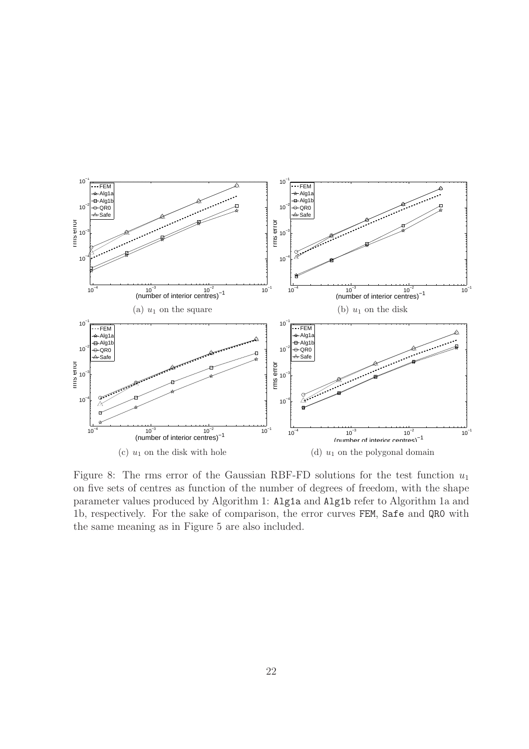(a) $u_1$ on the square

(b) $u_1$ on the disk

(c) $u_1$ on the disk with hole

(d) $u_1$ on the polygonal domain

Figure 8: The rms error of the Gaussian RBF-FD solutions for the test function $u_1$ on five sets of centres as function of the number of degrees of freedom, with the shape parameter values produced by Algorithm 1: `Alg1a` and `Alg1b` refer to Algorithm 1a and 1b, respectively. For the sake of comparison, the error curves `FEM`, `Safe` and `QR0` with the same meaning as in Figure 5 are also included.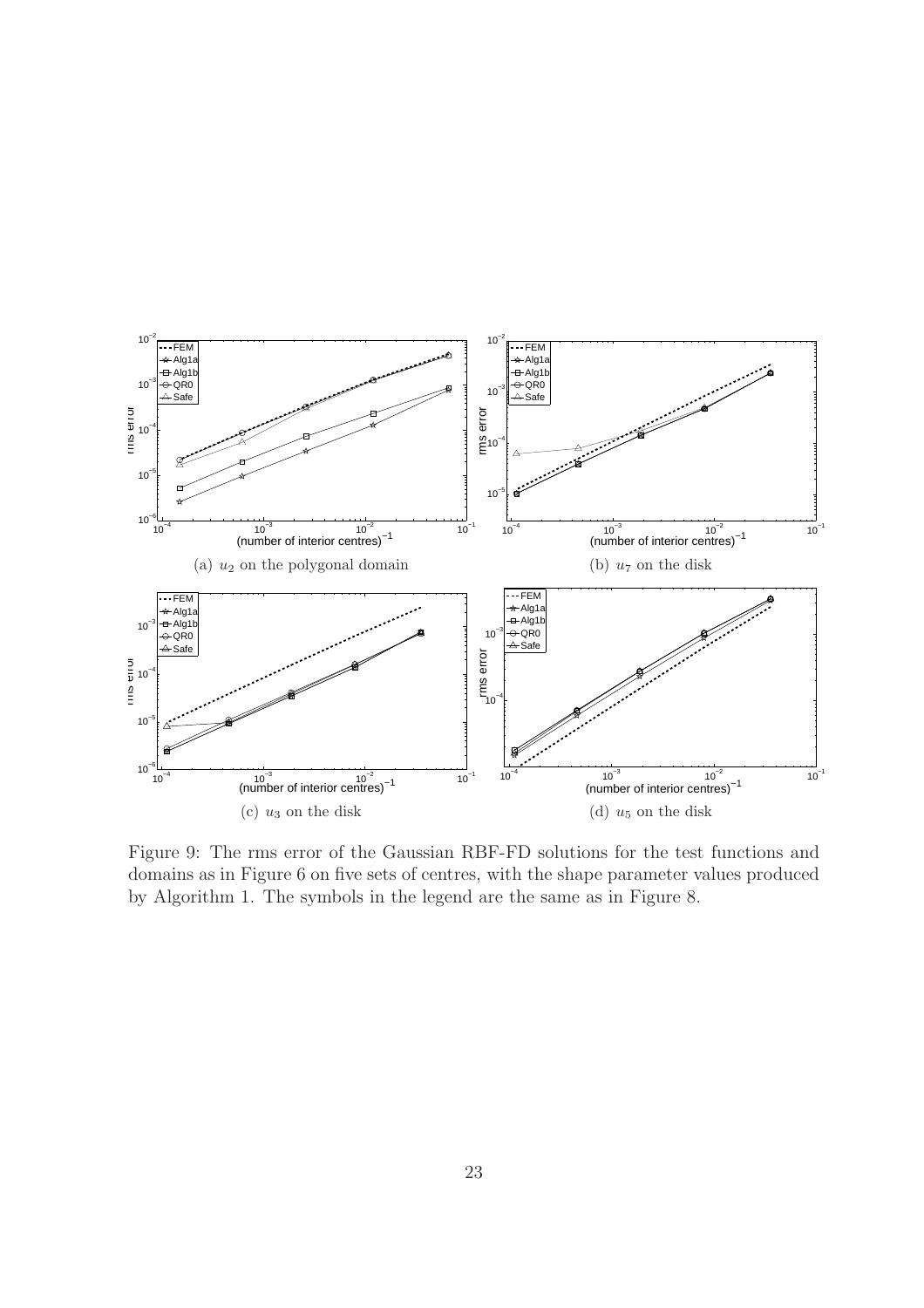(a) $u_2$ on the polygonal domain

(b) $u_7$ on the disk

(c) $u_3$ on the disk

(d) $u_5$ on the disk

Figure 9: The rms error of the Gaussian RBF-FD solutions for the test functions and domains as in Figure 6 on five sets of centres, with the shape parameter values produced by Algorithm 1. The symbols in the legend are the same as in Figure 8.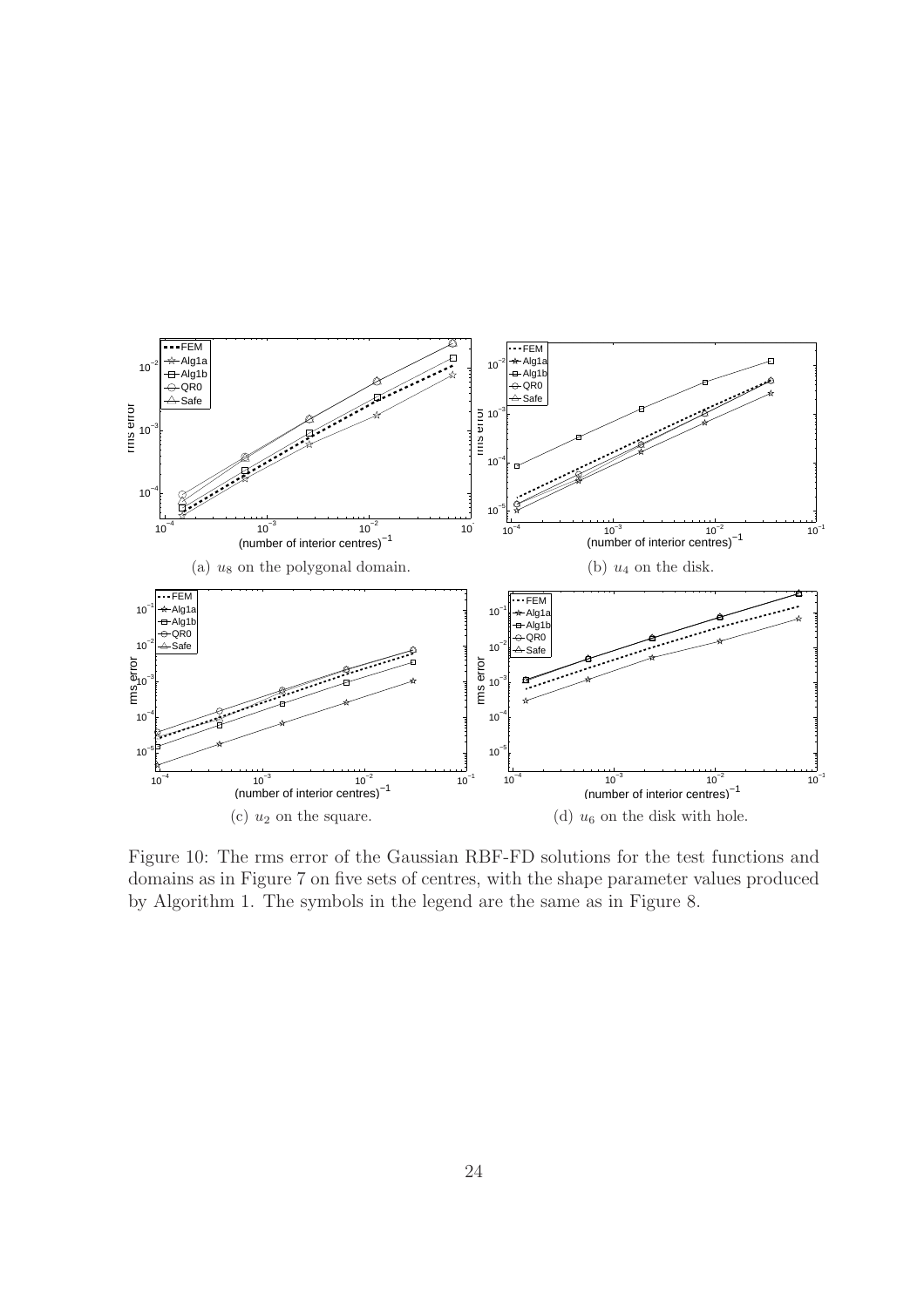(a) $u_8$ on the polygonal domain.

(b) $u_4$ on the disk.

(c) $u_2$ on the square.

(d) $u_6$ on the disk with hole.

Figure 10: The rms error of the Gaussian RBF-FD solutions for the test functions and domains as in Figure 7 on five sets of centres, with the shape parameter values produced by Algorithm 1. The symbols in the legend are the same as in Figure 8.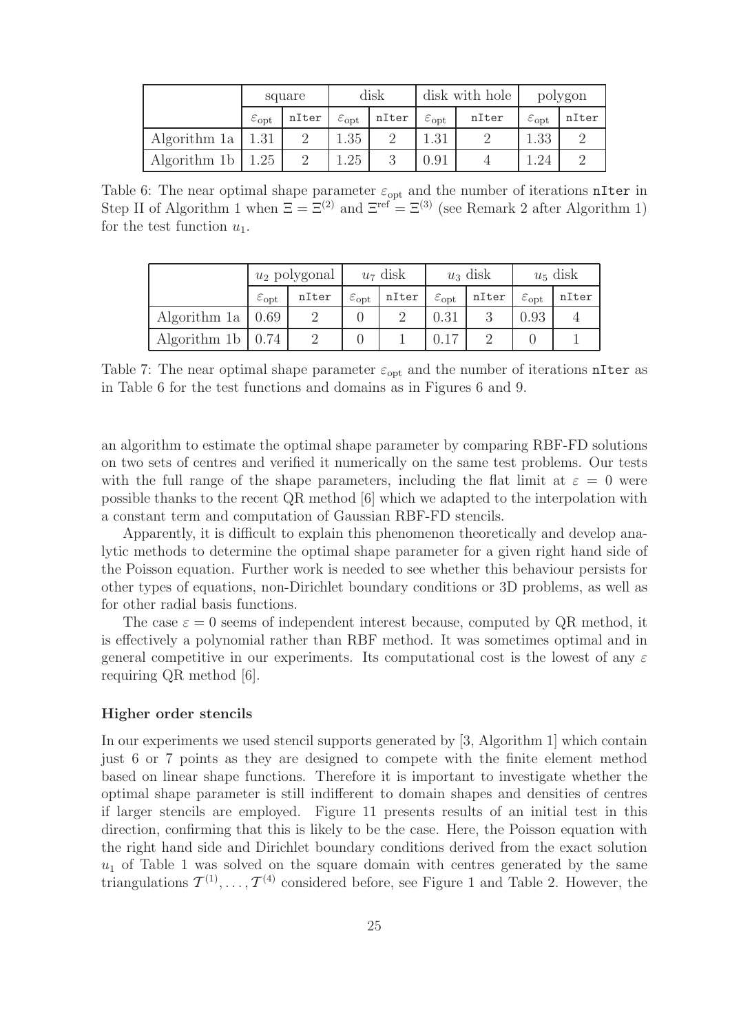| | square | | disk | | disk with hole | | polygon | |
|---|---|---|---|---|---|---|---|---|
| | $\varepsilon_{\text{opt}}$ | `nIter` | $\varepsilon_{\text{opt}}$ | `nIter` | $\varepsilon_{\text{opt}}$ | `nIter` | $\varepsilon_{\text{opt}}$ | `nIter` |
| Algorithm 1a | 1.31 | 2 | 1.35 | 2 | 1.31 | 2 | 1.33 | 2 |
| Algorithm 1b | 1.25 | 2 | 1.25 | 3 | 0.91 | 4 | 1.24 | 2 |

Table 6: The near optimal shape parameter $\varepsilon_{\text{opt}}$ and the number of iterations `nIter` in Step II of Algorithm 1 when $\Xi = \Xi^{(2)}$ and $\Xi^{\text{ref}} = \Xi^{(3)}$ (see Remark 2 after Algorithm 1) for the test function $u_1$.

| | $u_2$ polygonal | | $u_7$ disk | | $u_3$ disk | | $u_5$ disk | |
|---|---|---|---|---|---|---|---|---|
| | $\varepsilon_{\text{opt}}$ | `nIter` | $\varepsilon_{\text{opt}}$ | `nIter` | $\varepsilon_{\text{opt}}$ | `nIter` | $\varepsilon_{\text{opt}}$ | `nIter` |
| Algorithm 1a | 0.69 | 2 | 0 | 2 | 0.31 | 3 | 0.93 | 4 |
| Algorithm 1b | 0.74 | 2 | 0 | 1 | 0.17 | 2 | 0 | 1 |

Table 7: The near optimal shape parameter $\varepsilon_{\text{opt}}$ and the number of iterations `nIter` as in Table 6 for the test functions and domains as in Figures 6 and 9.

an algorithm to estimate the optimal shape parameter by comparing RBF-FD solutions on two sets of centres and verified it numerically on the same test problems. Our tests with the full range of the shape parameters, including the flat limit at $\varepsilon = 0$ were possible thanks to the recent QR method [6] which we adapted to the interpolation with a constant term and computation of Gaussian RBF-FD stencils.

Apparently, it is difficult to explain this phenomenon theoretically and develop analytic methods to determine the optimal shape parameter for a given right hand side of the Poisson equation. Further work is needed to see whether this behaviour persists for other types of equations, non-Dirichlet boundary conditions or 3D problems, as well as for other radial basis functions.

The case $\varepsilon = 0$ seems of independent interest because, computed by QR method, it is effectively a polynomial rather than RBF method. It was sometimes optimal and in general competitive in our experiments. Its computational cost is the lowest of any $\varepsilon$ requiring QR method [6].

**Higher order stencils**

In our experiments we used stencil supports generated by [3, Algorithm 1] which contain just 6 or 7 points as they are designed to compete with the finite element method based on linear shape functions. Therefore it is important to investigate whether the optimal shape parameter is still indifferent to domain shapes and densities of centres if larger stencils are employed. Figure 11 presents results of an initial test in this direction, confirming that this is likely to be the case. Here, the Poisson equation with the right hand side and Dirichlet boundary conditions derived from the exact solution $u_1$ of Table 1 was solved on the square domain with centres generated by the same triangulations $\mathcal{T}^{(1)}, \ldots, \mathcal{T}^{(4)}$ considered before, see Figure 1 and Table 2. However, the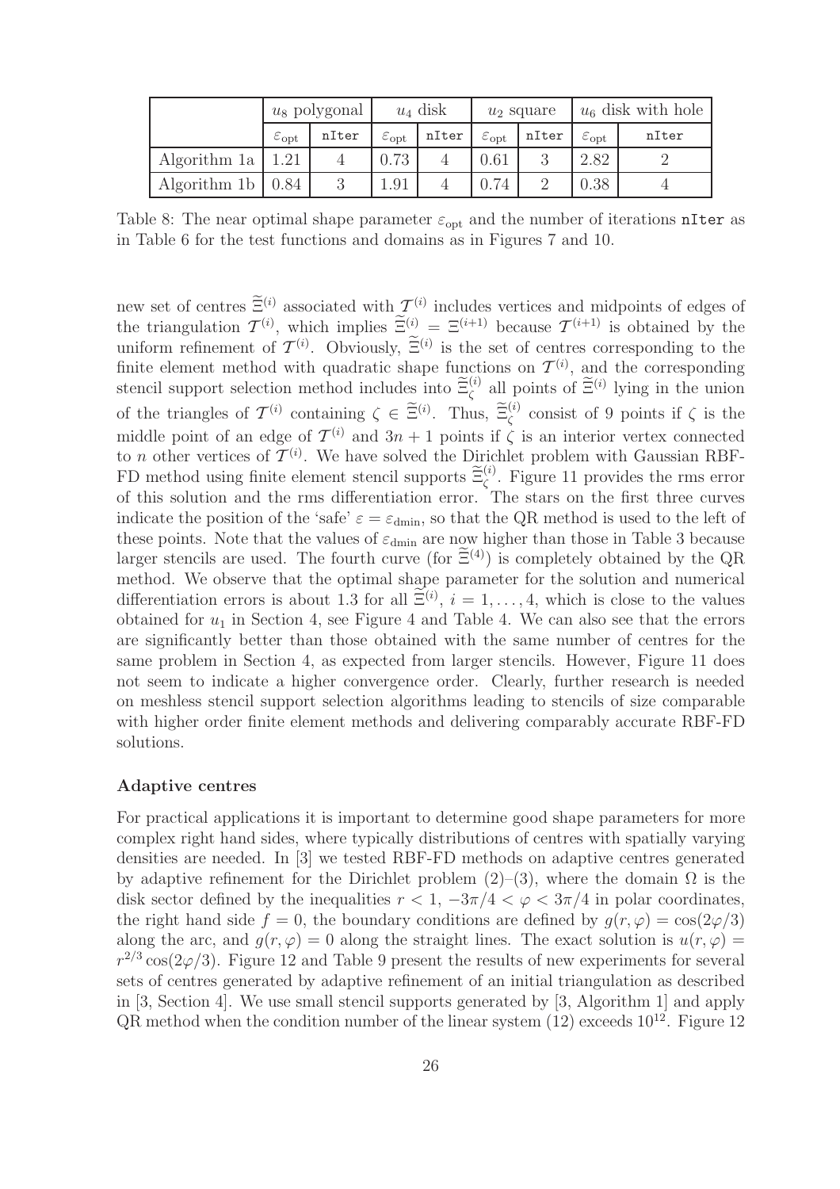|  | $u_8$ polygonal |  | $u_4$ disk |  | $u_2$ square |  | $u_6$ disk with hole |  |
|---|---|---|---|---|---|---|---|---|
|  | $\varepsilon_{\rm opt}$ | nIter | $\varepsilon_{\rm opt}$ | nIter | $\varepsilon_{\rm opt}$ | nIter | $\varepsilon_{\rm opt}$ | nIter |
| Algorithm 1a | 1.21 | 4 | 0.73 | 4 | 0.61 | 3 | 2.82 | 2 |
| Algorithm 1b | 0.84 | 3 | 1.91 | 4 | 0.74 | 2 | 0.38 | 4 |

Table 8: The near optimal shape parameter $\varepsilon_{\rm opt}$ and the number of iterations nIter as in Table 6 for the test functions and domains as in Figures 7 and 10.

new set of centres $\widetilde{\Xi}^{(i)}$ associated with $\mathcal{T}^{(i)}$ includes vertices and midpoints of edges of the triangulation $\mathcal{T}^{(i)}$, which implies $\widetilde{\Xi}^{(i)} = \Xi^{(i+1)}$ because $\mathcal{T}^{(i+1)}$ is obtained by the uniform refinement of $\mathcal{T}^{(i)}$. Obviously, $\widetilde{\Xi}^{(i)}$ is the set of centres corresponding to the finite element method with quadratic shape functions on $\mathcal{T}^{(i)}$, and the corresponding stencil support selection method includes into $\widetilde{\Xi}^{(i)}_\zeta$ all points of $\widetilde{\Xi}^{(i)}$ lying in the union of the triangles of $\mathcal{T}^{(i)}$ containing $\zeta \in \widetilde{\Xi}^{(i)}$. Thus, $\widetilde{\Xi}^{(i)}_\zeta$ consist of 9 points if $\zeta$ is the middle point of an edge of $\mathcal{T}^{(i)}$ and $3n+1$ points if $\zeta$ is an interior vertex connected to $n$ other vertices of $\mathcal{T}^{(i)}$. We have solved the Dirichlet problem with Gaussian RBF-FD method using finite element stencil supports $\widetilde{\Xi}^{(i)}_\zeta$. Figure 11 provides the rms error of this solution and the rms differentiation error. The stars on the first three curves indicate the position of the 'safe' $\varepsilon = \varepsilon_{\rm dmin}$, so that the QR method is used to the left of these points. Note that the values of $\varepsilon_{\rm dmin}$ are now higher than those in Table 3 because larger stencils are used. The fourth curve (for $\widetilde{\Xi}^{(4)}$) is completely obtained by the QR method. We observe that the optimal shape parameter for the solution and numerical differentiation errors is about 1.3 for all $\widetilde{\Xi}^{(i)}$, $i = 1, \ldots, 4$, which is close to the values obtained for $u_1$ in Section 4, see Figure 4 and Table 4. We can also see that the errors are significantly better than those obtained with the same number of centres for the same problem in Section 4, as expected from larger stencils. However, Figure 11 does not seem to indicate a higher convergence order. Clearly, further research is needed on meshless stencil support selection algorithms leading to stencils of size comparable with higher order finite element methods and delivering comparably accurate RBF-FD solutions.

**Adaptive centres**

For practical applications it is important to determine good shape parameters for more complex right hand sides, where typically distributions of centres with spatially varying densities are needed. In [3] we tested RBF-FD methods on adaptive centres generated by adaptive refinement for the Dirichlet problem (2)–(3), where the domain $\Omega$ is the disk sector defined by the inequalities $r < 1$, $-3\pi/4 < \varphi < 3\pi/4$ in polar coordinates, the right hand side $f = 0$, the boundary conditions are defined by $g(r, \varphi) = \cos(2\varphi/3)$ along the arc, and $g(r, \varphi) = 0$ along the straight lines. The exact solution is $u(r, \varphi) = r^{2/3} \cos(2\varphi/3)$. Figure 12 and Table 9 present the results of new experiments for several sets of centres generated by adaptive refinement of an initial triangulation as described in [3, Section 4]. We use small stencil supports generated by [3, Algorithm 1] and apply QR method when the condition number of the linear system (12) exceeds $10^{12}$. Figure 12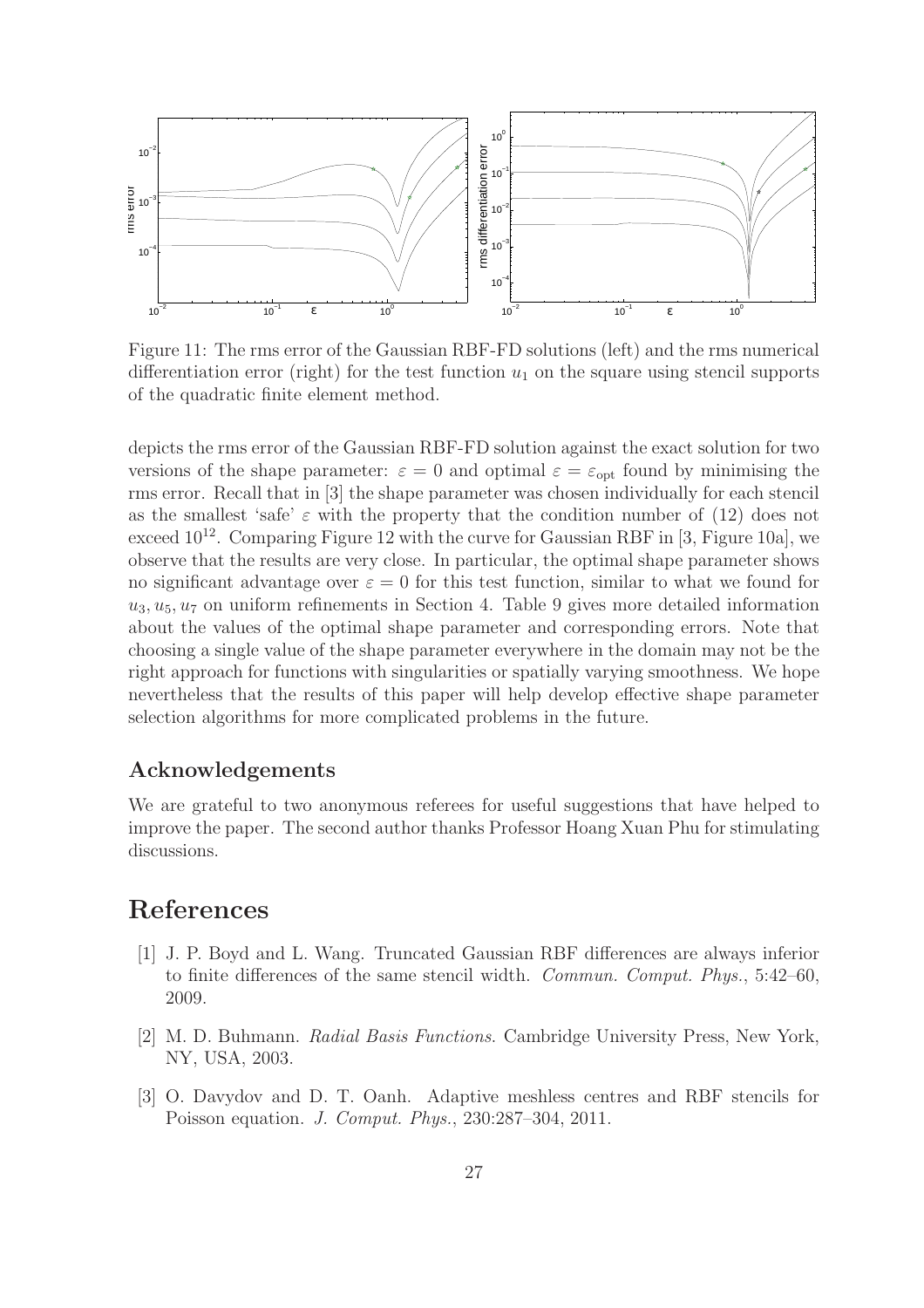Figure 11: The rms error of the Gaussian RBF-FD solutions (left) and the rms numerical differentiation error (right) for the test function $u_1$ on the square using stencil supports of the quadratic finite element method.

depicts the rms error of the Gaussian RBF-FD solution against the exact solution for two versions of the shape parameter: $\varepsilon = 0$ and optimal $\varepsilon = \varepsilon_{\text{opt}}$ found by minimising the rms error. Recall that in [3] the shape parameter was chosen individually for each stencil as the smallest 'safe' $\varepsilon$ with the property that the condition number of (12) does not exceed $10^{12}$. Comparing Figure 12 with the curve for Gaussian RBF in [3, Figure 10a], we observe that the results are very close. In particular, the optimal shape parameter shows no significant advantage over $\varepsilon = 0$ for this test function, similar to what we found for $u_3, u_5, u_7$ on uniform refinements in Section 4. Table 9 gives more detailed information about the values of the optimal shape parameter and corresponding errors. Note that choosing a single value of the shape parameter everywhere in the domain may not be the right approach for functions with singularities or spatially varying smoothness. We hope nevertheless that the results of this paper will help develop effective shape parameter selection algorithms for more complicated problems in the future.

## Acknowledgements

We are grateful to two anonymous referees for useful suggestions that have helped to improve the paper. The second author thanks Professor Hoang Xuan Phu for stimulating discussions.

# References

[1] J. P. Boyd and L. Wang. Truncated Gaussian RBF differences are always inferior to finite differences of the same stencil width. *Commun. Comput. Phys.*, 5:42–60, 2009.

[2] M. D. Buhmann. *Radial Basis Functions*. Cambridge University Press, New York, NY, USA, 2003.

[3] O. Davydov and D. T. Oanh. Adaptive meshless centres and RBF stencils for Poisson equation. *J. Comput. Phys.*, 230:287–304, 2011.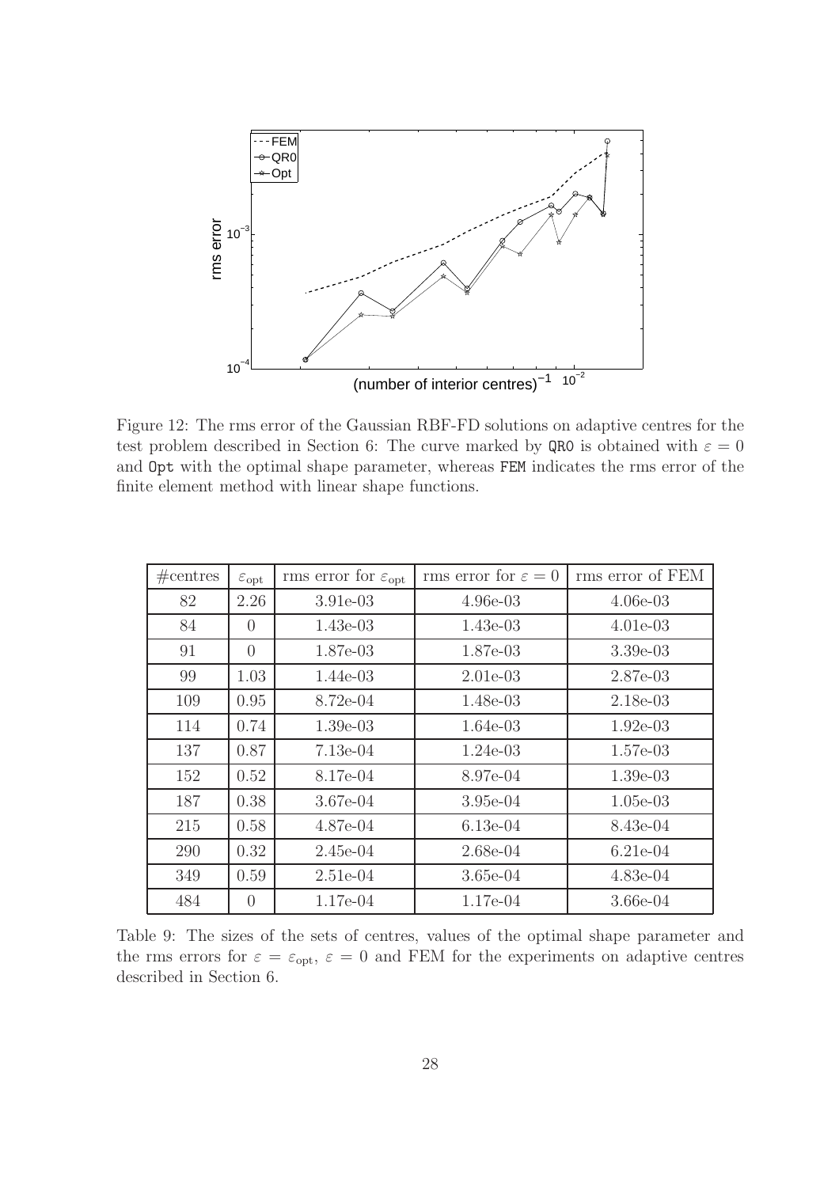Figure 12: The rms error of the Gaussian RBF-FD solutions on adaptive centres for the test problem described in Section 6: The curve marked by QR0 is obtained with $\varepsilon = 0$ and Opt with the optimal shape parameter, whereas FEM indicates the rms error of the finite element method with linear shape functions.

| #centres | $\varepsilon_{\text{opt}}$ | rms error for $\varepsilon_{\text{opt}}$ | rms error for $\varepsilon = 0$ | rms error of FEM |
|---|---|---|---|---|
| 82 | 2.26 | 3.91e-03 | 4.96e-03 | 4.06e-03 |
| 84 | 0 | 1.43e-03 | 1.43e-03 | 4.01e-03 |
| 91 | 0 | 1.87e-03 | 1.87e-03 | 3.39e-03 |
| 99 | 1.03 | 1.44e-03 | 2.01e-03 | 2.87e-03 |
| 109 | 0.95 | 8.72e-04 | 1.48e-03 | 2.18e-03 |
| 114 | 0.74 | 1.39e-03 | 1.64e-03 | 1.92e-03 |
| 137 | 0.87 | 7.13e-04 | 1.24e-03 | 1.57e-03 |
| 152 | 0.52 | 8.17e-04 | 8.97e-04 | 1.39e-03 |
| 187 | 0.38 | 3.67e-04 | 3.95e-04 | 1.05e-03 |
| 215 | 0.58 | 4.87e-04 | 6.13e-04 | 8.43e-04 |
| 290 | 0.32 | 2.45e-04 | 2.68e-04 | 6.21e-04 |
| 349 | 0.59 | 2.51e-04 | 3.65e-04 | 4.83e-04 |
| 484 | 0 | 1.17e-04 | 1.17e-04 | 3.66e-04 |

Table 9: The sizes of the sets of centres, values of the optimal shape parameter and the rms errors for $\varepsilon = \varepsilon_{\text{opt}}$, $\varepsilon = 0$ and FEM for the experiments on adaptive centres described in Section 6.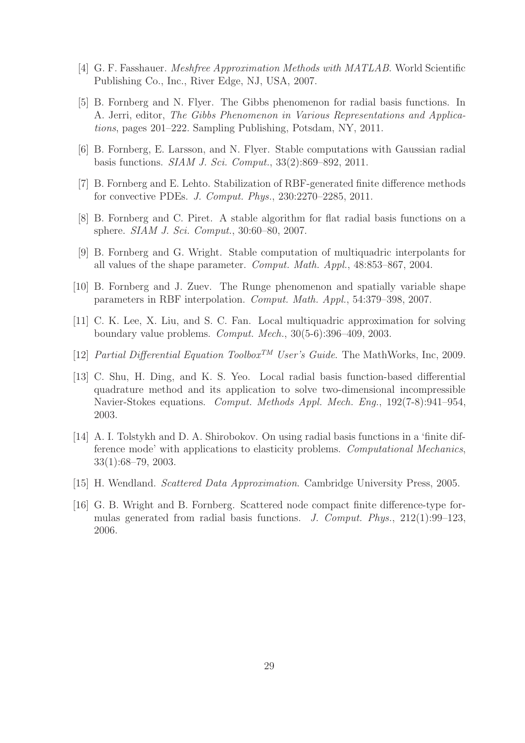[4] G. F. Fasshauer. *Meshfree Approximation Methods with MATLAB*. World Scientific Publishing Co., Inc., River Edge, NJ, USA, 2007.

[5] B. Fornberg and N. Flyer. The Gibbs phenomenon for radial basis functions. In A. Jerri, editor, *The Gibbs Phenomenon in Various Representations and Applications*, pages 201–222. Sampling Publishing, Potsdam, NY, 2011.

[6] B. Fornberg, E. Larsson, and N. Flyer. Stable computations with Gaussian radial basis functions. *SIAM J. Sci. Comput.*, 33(2):869–892, 2011.

[7] B. Fornberg and E. Lehto. Stabilization of RBF-generated finite difference methods for convective PDEs. *J. Comput. Phys.*, 230:2270–2285, 2011.

[8] B. Fornberg and C. Piret. A stable algorithm for flat radial basis functions on a sphere. *SIAM J. Sci. Comput.*, 30:60–80, 2007.

[9] B. Fornberg and G. Wright. Stable computation of multiquadric interpolants for all values of the shape parameter. *Comput. Math. Appl.*, 48:853–867, 2004.

[10] B. Fornberg and J. Zuev. The Runge phenomenon and spatially variable shape parameters in RBF interpolation. *Comput. Math. Appl.*, 54:379–398, 2007.

[11] C. K. Lee, X. Liu, and S. C. Fan. Local multiquadric approximation for solving boundary value problems. *Comput. Mech.*, 30(5-6):396–409, 2003.

[12] *Partial Differential Equation Toolbox$^{TM}$ User's Guide*. The MathWorks, Inc, 2009.

[13] C. Shu, H. Ding, and K. S. Yeo. Local radial basis function-based differential quadrature method and its application to solve two-dimensional incompressible Navier-Stokes equations. *Comput. Methods Appl. Mech. Eng.*, 192(7-8):941–954, 2003.

[14] A. I. Tolstykh and D. A. Shirobokov. On using radial basis functions in a 'finite difference mode' with applications to elasticity problems. *Computational Mechanics*, 33(1):68–79, 2003.

[15] H. Wendland. *Scattered Data Approximation*. Cambridge University Press, 2005.

[16] G. B. Wright and B. Fornberg. Scattered node compact finite difference-type formulas generated from radial basis functions. *J. Comput. Phys.*, 212(1):99–123, 2006.